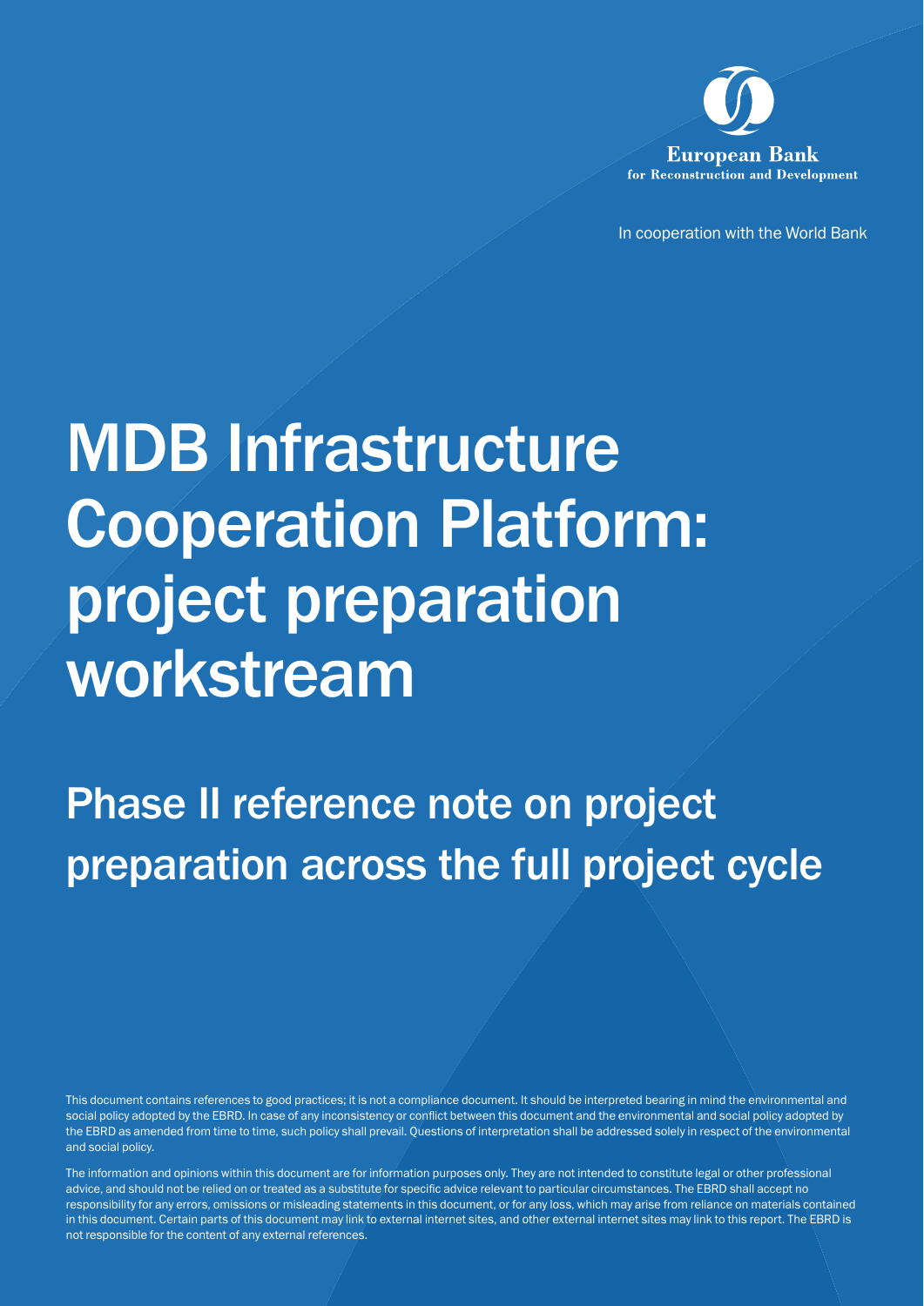European Bank
for Reconstruction and Development

In cooperation with the World Bank

# MDB Infrastructure Cooperation Platform: project preparation workstream

## Phase II reference note on project preparation across the full project cycle

This document contains references to good practices; it is not a compliance document. It should be interpreted bearing in mind the environmental and social policy adopted by the EBRD. In case of any inconsistency or conflict between this document and the environmental and social policy adopted by the EBRD as amended from time to time, such policy shall prevail. Questions of interpretation shall be addressed solely in respect of the environmental and social policy.

The information and opinions within this document are for information purposes only. They are not intended to constitute legal or other professional advice, and should not be relied on or treated as a substitute for specific advice relevant to particular circumstances. The EBRD shall accept no responsibility for any errors, omissions or misleading statements in this document, or for any loss, which may arise from reliance on materials contained in this document. Certain parts of this document may link to external internet sites, and other external internet sites may link to this report. The EBRD is not responsible for the content of any external references.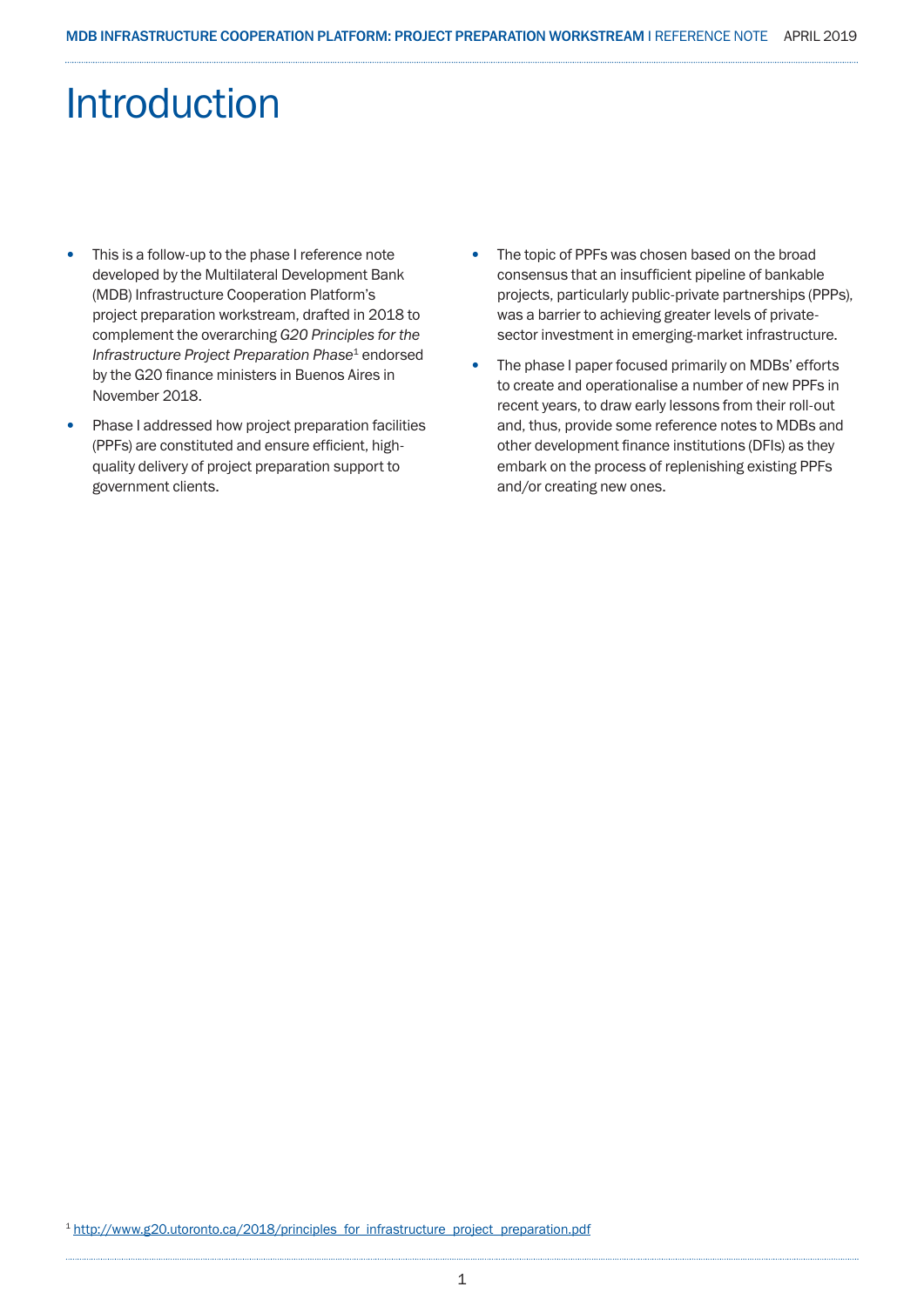# Introduction

- This is a follow-up to the phase I reference note developed by the Multilateral Development Bank (MDB) Infrastructure Cooperation Platform's project preparation workstream, drafted in 2018 to complement the overarching *G20 Principles for the Infrastructure Project Preparation Phase*[1] endorsed by the G20 finance ministers in Buenos Aires in November 2018.
- Phase I addressed how project preparation facilities (PPFs) are constituted and ensure efficient, high-quality delivery of project preparation support to government clients.
- The topic of PPFs was chosen based on the broad consensus that an insufficient pipeline of bankable projects, particularly public-private partnerships (PPPs), was a barrier to achieving greater levels of private-sector investment in emerging-market infrastructure.
- The phase I paper focused primarily on MDBs' efforts to create and operationalise a number of new PPFs in recent years, to draw early lessons from their roll-out and, thus, provide some reference notes to MDBs and other development finance institutions (DFIs) as they embark on the process of replenishing existing PPFs and/or creating new ones.

[1] http://www.g20.utoronto.ca/2018/principles_for_infrastructure_project_preparation.pdf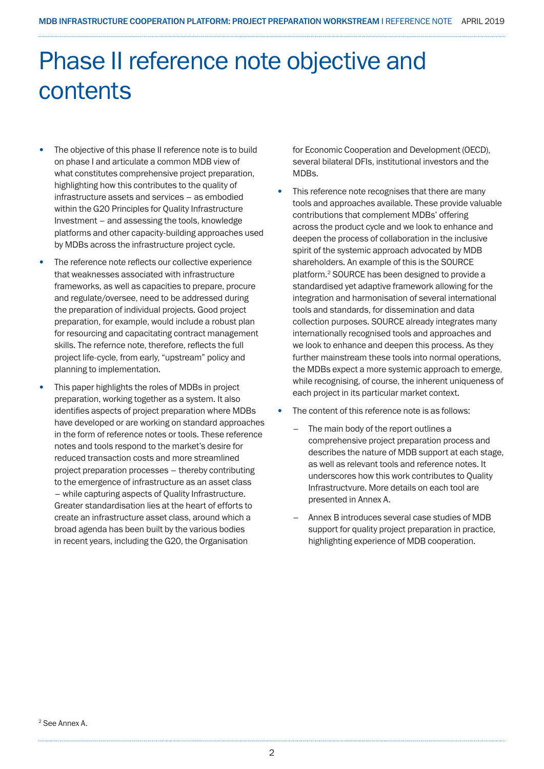// Phase II reference note objective and contents

# Phase II reference note objective and contents

- The objective of this phase II reference note is to build on phase I and articulate a common MDB view of what constitutes comprehensive project preparation, highlighting how this contributes to the quality of infrastructure assets and services – as embodied within the G20 Principles for Quality Infrastructure Investment – and assessing the tools, knowledge platforms and other capacity-building approaches used by MDBs across the infrastructure project cycle.
- The reference note reflects our collective experience that weaknesses associated with infrastructure frameworks, as well as capacities to prepare, procure and regulate/oversee, need to be addressed during the preparation of individual projects. Good project preparation, for example, would include a robust plan for resourcing and capacitating contract management skills. The refernce note, therefore, reflects the full project life-cycle, from early, "upstream" policy and planning to implementation.
- This paper highlights the roles of MDBs in project preparation, working together as a system. It also identifies aspects of project preparation where MDBs have developed or are working on standard approaches in the form of reference notes or tools. These reference notes and tools respond to the market's desire for reduced transaction costs and more streamlined project preparation processes – thereby contributing to the emergence of infrastructure as an asset class – while capturing aspects of Quality Infrastructure. Greater standardisation lies at the heart of efforts to create an infrastructure asset class, around which a broad agenda has been built by the various bodies in recent years, including the G20, the Organisation for Economic Cooperation and Development (OECD), several bilateral DFIs, institutional investors and the MDBs.
- This reference note recognises that there are many tools and approaches available. These provide valuable contributions that complement MDBs' offering across the product cycle and we look to enhance and deepen the process of collaboration in the inclusive spirit of the systemic approach advocated by MDB shareholders. An example of this is the SOURCE platform.[2] SOURCE has been designed to provide a standardised yet adaptive framework allowing for the integration and harmonisation of several international tools and standards, for dissemination and data collection purposes. SOURCE already integrates many internationally recognised tools and approaches and we look to enhance and deepen this process. As they further mainstream these tools into normal operations, the MDBs expect a more systemic approach to emerge, while recognising, of course, the inherent uniqueness of each project in its particular market context.
- The content of this reference note is as follows:
  - The main body of the report outlines a comprehensive project preparation process and describes the nature of MDB support at each stage, as well as relevant tools and reference notes. It underscores how this work contributes to Quality Infrastructvure. More details on each tool are presented in Annex A.
  - Annex B introduces several case studies of MDB support for quality project preparation in practice, highlighting experience of MDB cooperation.

[2] See Annex A.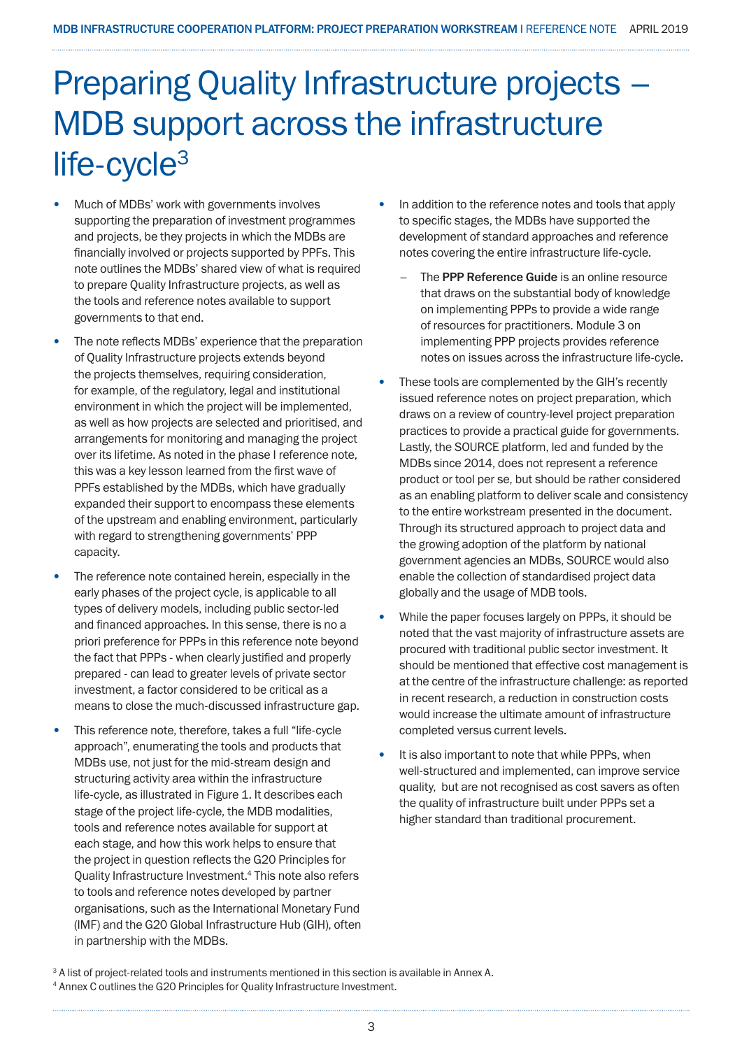// Preparing Quality Infrastructure projects – MDB support across the infrastructure life-cycle[3]

- Much of MDBs' work with governments involves supporting the preparation of investment programmes and projects, be they projects in which the MDBs are financially involved or projects supported by PPFs. This note outlines the MDBs' shared view of what is required to prepare Quality Infrastructure projects, as well as the tools and reference notes available to support governments to that end.
- The note reflects MDBs' experience that the preparation of Quality Infrastructure projects extends beyond the projects themselves, requiring consideration, for example, of the regulatory, legal and institutional environment in which the project will be implemented, as well as how projects are selected and prioritised, and arrangements for monitoring and managing the project over its lifetime. As noted in the phase I reference note, this was a key lesson learned from the first wave of PPFs established by the MDBs, which have gradually expanded their support to encompass these elements of the upstream and enabling environment, particularly with regard to strengthening governments' PPP capacity.
- The reference note contained herein, especially in the early phases of the project cycle, is applicable to all types of delivery models, including public sector-led and financed approaches. In this sense, there is no a priori preference for PPPs in this reference note beyond the fact that PPPs - when clearly justified and properly prepared - can lead to greater levels of private sector investment, a factor considered to be critical as a means to close the much-discussed infrastructure gap.
- This reference note, therefore, takes a full "life-cycle approach", enumerating the tools and products that MDBs use, not just for the mid-stream design and structuring activity area within the infrastructure life-cycle, as illustrated in Figure 1. It describes each stage of the project life-cycle, the MDB modalities, tools and reference notes available for support at each stage, and how this work helps to ensure that the project in question reflects the G20 Principles for Quality Infrastructure Investment.[4] This note also refers to tools and reference notes developed by partner organisations, such as the International Monetary Fund (IMF) and the G20 Global Infrastructure Hub (GIH), often in partnership with the MDBs.
- In addition to the reference notes and tools that apply to specific stages, the MDBs have supported the development of standard approaches and reference notes covering the entire infrastructure life-cycle.
  - The **PPP Reference Guide** is an online resource that draws on the substantial body of knowledge on implementing PPPs to provide a wide range of resources for practitioners. Module 3 on implementing PPP projects provides reference notes on issues across the infrastructure life-cycle.
- These tools are complemented by the GIH's recently issued reference notes on project preparation, which draws on a review of country-level project preparation practices to provide a practical guide for governments. Lastly, the SOURCE platform, led and funded by the MDBs since 2014, does not represent a reference product or tool per se, but should be rather considered as an enabling platform to deliver scale and consistency to the entire workstream presented in the document. Through its structured approach to project data and the growing adoption of the platform by national government agencies an MDBs, SOURCE would also enable the collection of standardised project data globally and the usage of MDB tools.
- While the paper focuses largely on PPPs, it should be noted that the vast majority of infrastructure assets are procured with traditional public sector investment. It should be mentioned that effective cost management is at the centre of the infrastructure challenge: as reported in recent research, a reduction in construction costs would increase the ultimate amount of infrastructure completed versus current levels.
- It is also important to note that while PPPs, when well-structured and implemented, can improve service quality, but are not recognised as cost savers as often the quality of infrastructure built under PPPs set a higher standard than traditional procurement.

[3] A list of project-related tools and instruments mentioned in this section is available in Annex A.

[4] Annex C outlines the G20 Principles for Quality Infrastructure Investment.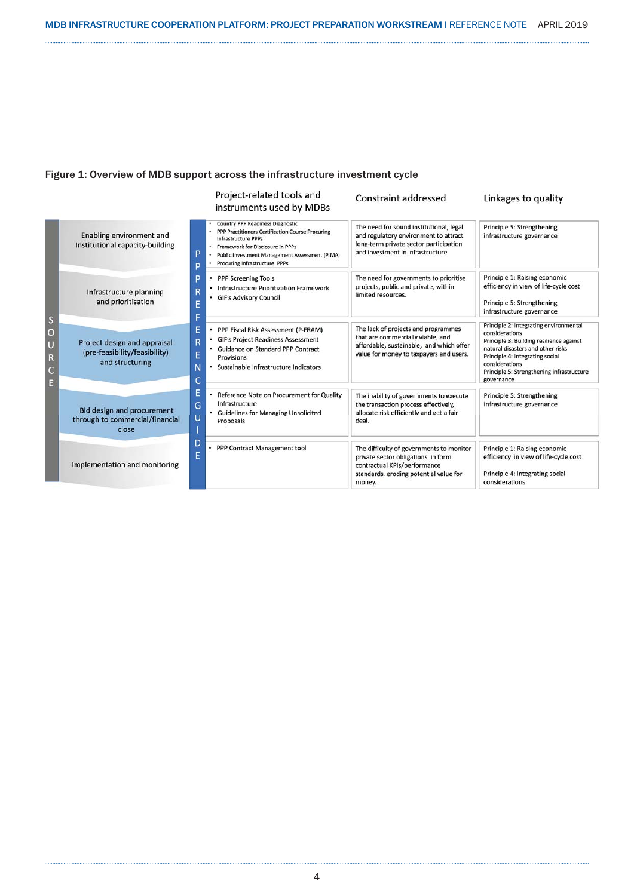Figure 1: Overview of MDB support across the infrastructure investment cycle

| | Project-related tools and instruments used by MDBs | Constraint addressed | Linkages to quality |
|---|---|---|---|
| Enabling environment and Institutional capacity-building | • Country PPP Readiness Diagnostic<br>• PPP Practitioners Certification Course Procuring Infrastructure PPPs<br>• Framework for Disclosure in PPPs<br>• Public Investment Management Assessment (PIMA)<br>• Procuring Infrastructure PPPs | The need for sound institutional, legal and regulatory environment to attract long-term private sector participation and investment in infrastructure. | Principle 5: Strengthening infrastructure governance |
| Infrastructure planning and prioritisation | • PPP Screening Tools<br>• Infrastructure Prioritization Framework<br>• GIF's Advisory Council | The need for governments to prioritise projects, public and private, within limited resources. | Principle 1: Raising economic efficiency in view of life-cycle cost<br>Principle 5: Strengthening infrastructure governance |
| Project design and appraisal (pre-feasibility/feasibility) and structuring | • PPP Fiscal Risk Assessment (P-FRAM)<br>• GIF's Project Readiness Assessment<br>• Guidance on Standard PPP Contract Provisions<br>• Sustainable Infrastructure Indicators | The lack of projects and programmes that are commercially viable, and affordable, sustainable, and which offer value for money to taxpayers and users. | Principle 2: Integrating environmental considerations<br>Principle 3: Building resilience against natural disasters and other risks<br>Principle 4: Integrating social considerations<br>Principle 5: Strengthening infrastructure governance |
| Bid design and procurement through to commercial/financial close | • Reference Note on Procurement for Quality Infrastructure<br>• Guidelines for Managing Unsolicited Proposals | The inability of governments to execute the transaction process effectively, allocate risk efficiently and get a fair deal. | Principle 5: Strengthening infrastructure governance |
| Implementation and monitoring | • PPP Contract Management tool | The difficulty of governments to monitor private sector obligations in form contractual KPIs/performance standards, eroding potential value for money. | Principle 1: Raising economic efficiency in view of life-cycle cost<br>Principle 4: Integrating social considerations |

SOURCE | PPP REFERENCE GUIDE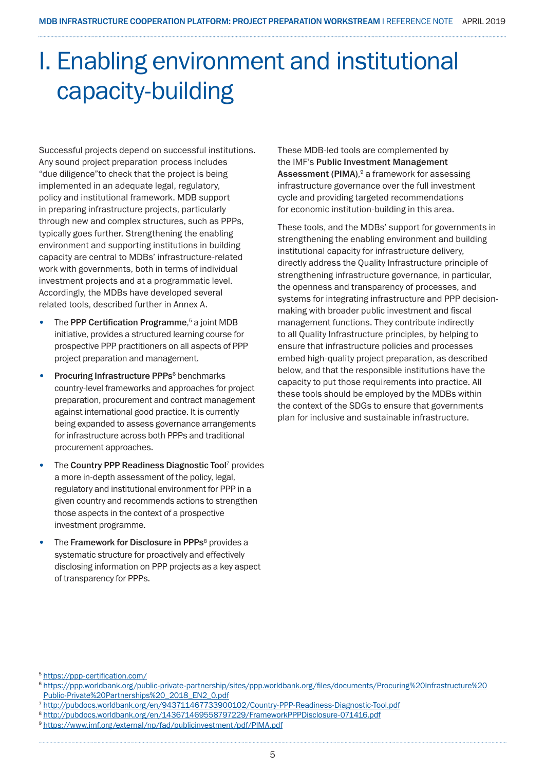# I. Enabling environment and institutional capacity-building

Successful projects depend on successful institutions. Any sound project preparation process includes "due diligence"to check that the project is being implemented in an adequate legal, regulatory, policy and institutional framework. MDB support in preparing infrastructure projects, particularly through new and complex structures, such as PPPs, typically goes further. Strengthening the enabling environment and supporting institutions in building capacity are central to MDBs' infrastructure-related work with governments, both in terms of individual investment projects and at a programmatic level. Accordingly, the MDBs have developed several related tools, described further in Annex A.

- The **PPP Certification Programme**,[5] a joint MDB initiative, provides a structured learning course for prospective PPP practitioners on all aspects of PPP project preparation and management.
- **Procuring Infrastructure PPPs**[6] benchmarks country-level frameworks and approaches for project preparation, procurement and contract management against international good practice. It is currently being expanded to assess governance arrangements for infrastructure across both PPPs and traditional procurement approaches.
- The **Country PPP Readiness Diagnostic Tool**[7] provides a more in-depth assessment of the policy, legal, regulatory and institutional environment for PPP in a given country and recommends actions to strengthen those aspects in the context of a prospective investment programme.
- The **Framework for Disclosure in PPPs**[8] provides a systematic structure for proactively and effectively disclosing information on PPP projects as a key aspect of transparency for PPPs.

These MDB-led tools are complemented by the IMF's **Public Investment Management Assessment (PIMA)**,[9] a framework for assessing infrastructure governance over the full investment cycle and providing targeted recommendations for economic institution-building in this area.

These tools, and the MDBs' support for governments in strengthening the enabling environment and building institutional capacity for infrastructure delivery, directly address the Quality Infrastructure principle of strengthening infrastructure governance, in particular, the openness and transparency of processes, and systems for integrating infrastructure and PPP decision-making with broader public investment and fiscal management functions. They contribute indirectly to all Quality Infrastructure principles, by helping to ensure that infrastructure policies and processes embed high-quality project preparation, as described below, and that the responsible institutions have the capacity to put those requirements into practice. All these tools should be employed by the MDBs within the context of the SDGs to ensure that governments plan for inclusive and sustainable infrastructure.

---

[5] https://ppp-certification.com/

[6] https://ppp.worldbank.org/public-private-partnership/sites/ppp.worldbank.org/files/documents/Procuring%20Infrastructure%20Public-Private%20Partnerships%20_2018_EN2_0.pdf

[7] http://pubdocs.worldbank.org/en/943711467733900102/Country-PPP-Readiness-Diagnostic-Tool.pdf

[8] http://pubdocs.worldbank.org/en/143671469558797229/FrameworkPPPDisclosure-071416.pdf

[9] https://www.imf.org/external/np/fad/publicinvestment/pdf/PIMA.pdf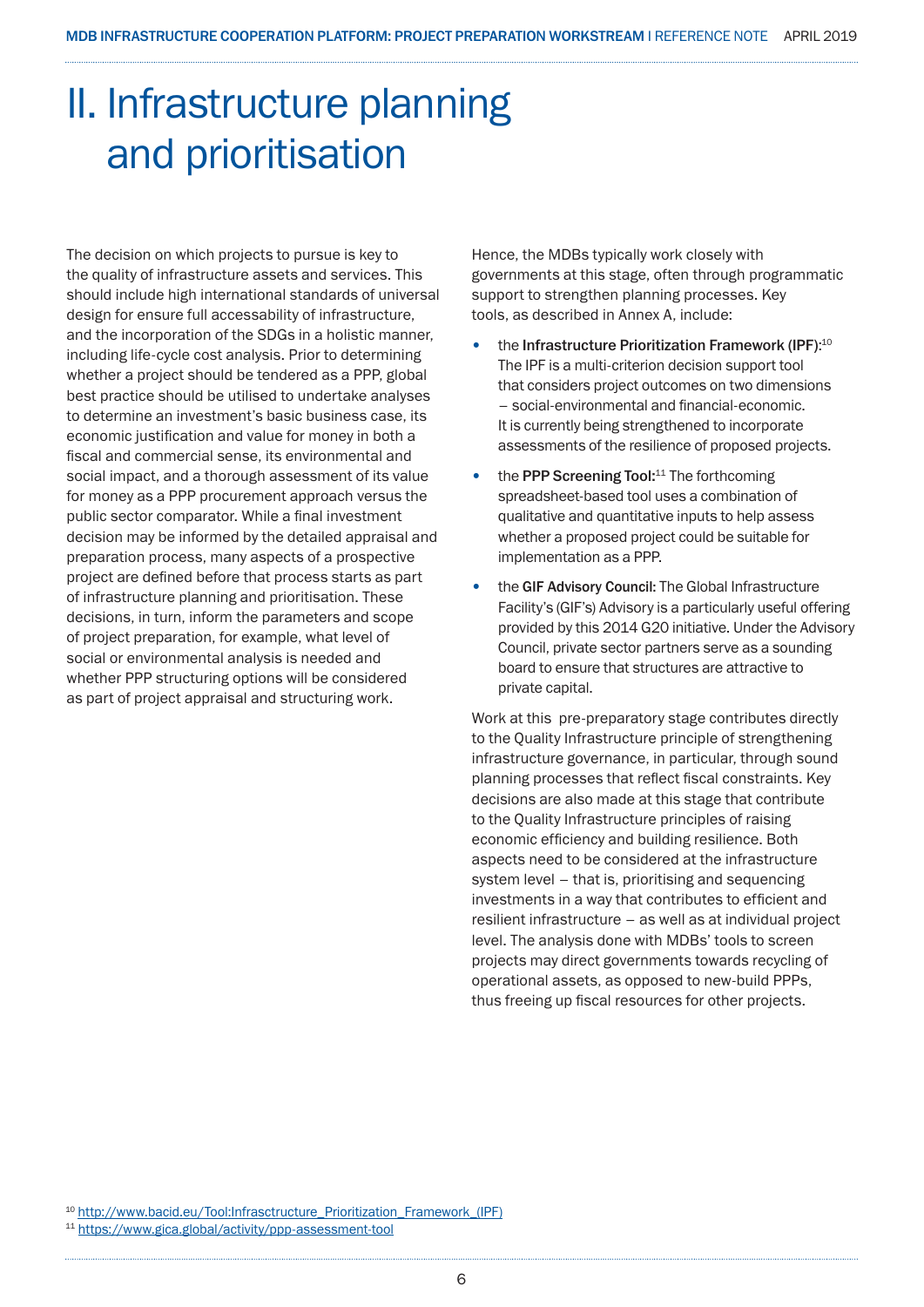# II. Infrastructure planning and prioritisation

The decision on which projects to pursue is key to the quality of infrastructure assets and services. This should include high international standards of universal design for ensure full accessability of infrastructure, and the incorporation of the SDGs in a holistic manner, including life-cycle cost analysis. Prior to determining whether a project should be tendered as a PPP, global best practice should be utilised to undertake analyses to determine an investment's basic business case, its economic justification and value for money in both a fiscal and commercial sense, its environmental and social impact, and a thorough assessment of its value for money as a PPP procurement approach versus the public sector comparator. While a final investment decision may be informed by the detailed appraisal and preparation process, many aspects of a prospective project are defined before that process starts as part of infrastructure planning and prioritisation. These decisions, in turn, inform the parameters and scope of project preparation, for example, what level of social or environmental analysis is needed and whether PPP structuring options will be considered as part of project appraisal and structuring work.

Hence, the MDBs typically work closely with governments at this stage, often through programmatic support to strengthen planning processes. Key tools, as described in Annex A, include:

- the **Infrastructure Prioritization Framework (IPF)**:[10] The IPF is a multi-criterion decision support tool that considers project outcomes on two dimensions – social-environmental and financial-economic. It is currently being strengthened to incorporate assessments of the resilience of proposed projects.
- the **PPP Screening Tool:**[11] The forthcoming spreadsheet-based tool uses a combination of qualitative and quantitative inputs to help assess whether a proposed project could be suitable for implementation as a PPP.
- the **GIF Advisory Council:** The Global Infrastructure Facility's (GIF's) Advisory is a particularly useful offering provided by this 2014 G20 initiative. Under the Advisory Council, private sector partners serve as a sounding board to ensure that structures are attractive to private capital.

Work at this pre-preparatory stage contributes directly to the Quality Infrastructure principle of strengthening infrastructure governance, in particular, through sound planning processes that reflect fiscal constraints. Key decisions are also made at this stage that contribute to the Quality Infrastructure principles of raising economic efficiency and building resilience. Both aspects need to be considered at the infrastructure system level – that is, prioritising and sequencing investments in a way that contributes to efficient and resilient infrastructure – as well as at individual project level. The analysis done with MDBs' tools to screen projects may direct governments towards recycling of operational assets, as opposed to new-build PPPs, thus freeing up fiscal resources for other projects.

[10] http://www.bacid.eu/Tool:Infrasctructure_Prioritization_Framework_(IPF)

[11] https://www.gica.global/activity/ppp-assessment-tool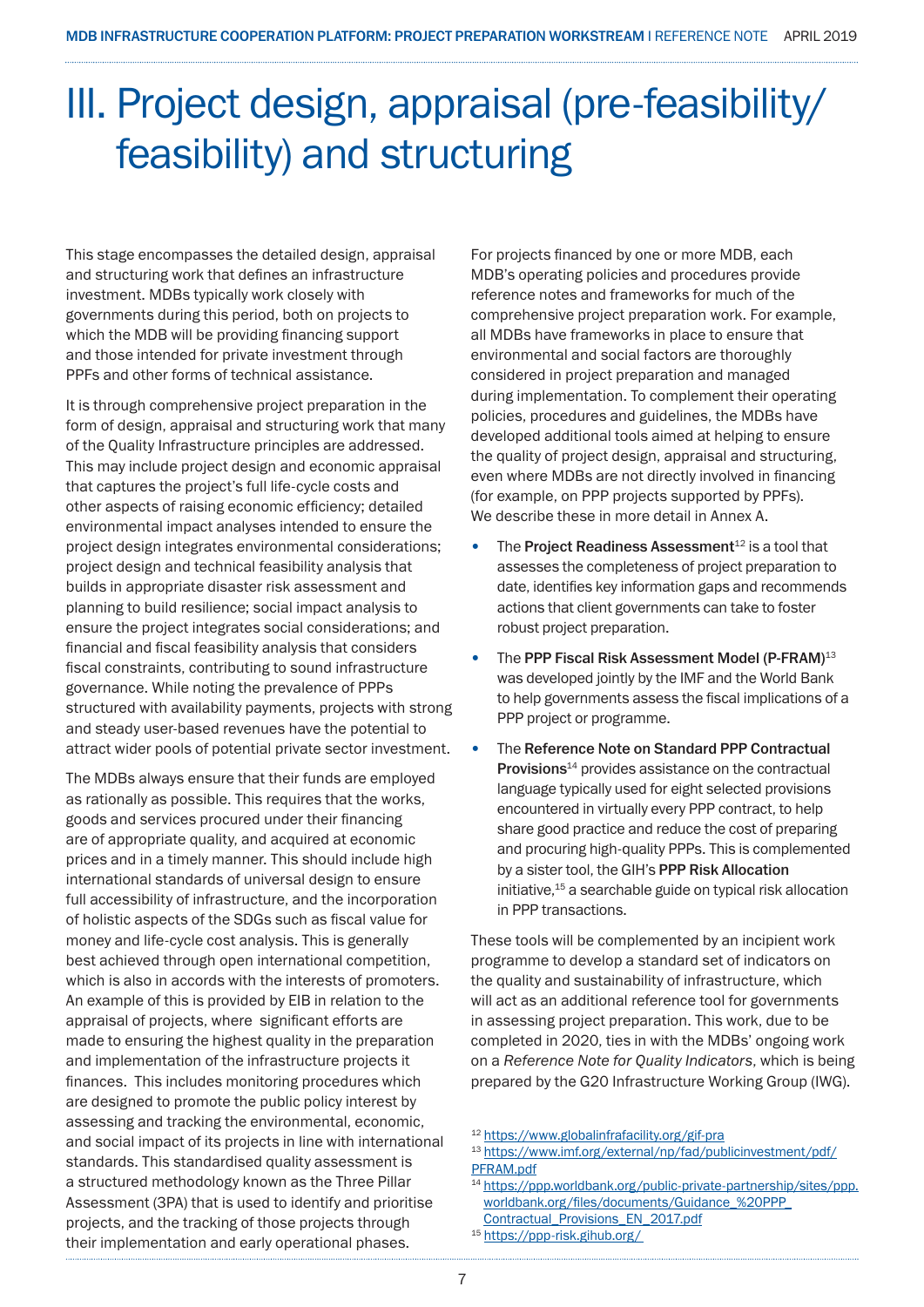# III. Project design, appraisal (pre-feasibility/feasibility) and structuring

This stage encompasses the detailed design, appraisal and structuring work that defines an infrastructure investment. MDBs typically work closely with governments during this period, both on projects to which the MDB will be providing financing support and those intended for private investment through PPFs and other forms of technical assistance.

It is through comprehensive project preparation in the form of design, appraisal and structuring work that many of the Quality Infrastructure principles are addressed. This may include project design and economic appraisal that captures the project's full life-cycle costs and other aspects of raising economic efficiency; detailed environmental impact analyses intended to ensure the project design integrates environmental considerations; project design and technical feasibility analysis that builds in appropriate disaster risk assessment and planning to build resilience; social impact analysis to ensure the project integrates social considerations; and financial and fiscal feasibility analysis that considers fiscal constraints, contributing to sound infrastructure governance. While noting the prevalence of PPPs structured with availability payments, projects with strong and steady user-based revenues have the potential to attract wider pools of potential private sector investment.

The MDBs always ensure that their funds are employed as rationally as possible. This requires that the works, goods and services procured under their financing are of appropriate quality, and acquired at economic prices and in a timely manner. This should include high international standards of universal design to ensure full accessibility of infrastructure, and the incorporation of holistic aspects of the SDGs such as fiscal value for money and life-cycle cost analysis. This is generally best achieved through open international competition, which is also in accords with the interests of promoters. An example of this is provided by EIB in relation to the appraisal of projects, where significant efforts are made to ensuring the highest quality in the preparation and implementation of the infrastructure projects it finances. This includes monitoring procedures which are designed to promote the public policy interest by assessing and tracking the environmental, economic, and social impact of its projects in line with international standards. This standardised quality assessment is a structured methodology known as the Three Pillar Assessment (3PA) that is used to identify and prioritise projects, and the tracking of those projects through their implementation and early operational phases.

For projects financed by one or more MDB, each MDB's operating policies and procedures provide reference notes and frameworks for much of the comprehensive project preparation work. For example, all MDBs have frameworks in place to ensure that environmental and social factors are thoroughly considered in project preparation and managed during implementation. To complement their operating policies, procedures and guidelines, the MDBs have developed additional tools aimed at helping to ensure the quality of project design, appraisal and structuring, even where MDBs are not directly involved in financing (for example, on PPP projects supported by PPFs). We describe these in more detail in Annex A.

- The **Project Readiness Assessment**[12] is a tool that assesses the completeness of project preparation to date, identifies key information gaps and recommends actions that client governments can take to foster robust project preparation.
- The **PPP Fiscal Risk Assessment Model (P-FRAM)**[13] was developed jointly by the IMF and the World Bank to help governments assess the fiscal implications of a PPP project or programme.
- The **Reference Note on Standard PPP Contractual Provisions**[14] provides assistance on the contractual language typically used for eight selected provisions encountered in virtually every PPP contract, to help share good practice and reduce the cost of preparing and procuring high-quality PPPs. This is complemented by a sister tool, the GIH's **PPP Risk Allocation** initiative,[15] a searchable guide on typical risk allocation in PPP transactions.

These tools will be complemented by an incipient work programme to develop a standard set of indicators on the quality and sustainability of infrastructure, which will act as an additional reference tool for governments in assessing project preparation. This work, due to be completed in 2020, ties in with the MDBs' ongoing work on a *Reference Note for Quality Indicators*, which is being prepared by the G20 Infrastructure Working Group (IWG).

[12] https://www.globalinfrafacility.org/gif-pra

[13] https://www.imf.org/external/np/fad/publicinvestment/pdf/PFRAM.pdf

[14] https://ppp.worldbank.org/public-private-partnership/sites/ppp.worldbank.org/files/documents/Guidance_%20PPP_Contractual_Provisions_EN_2017.pdf

[15] https://ppp-risk.gihub.org/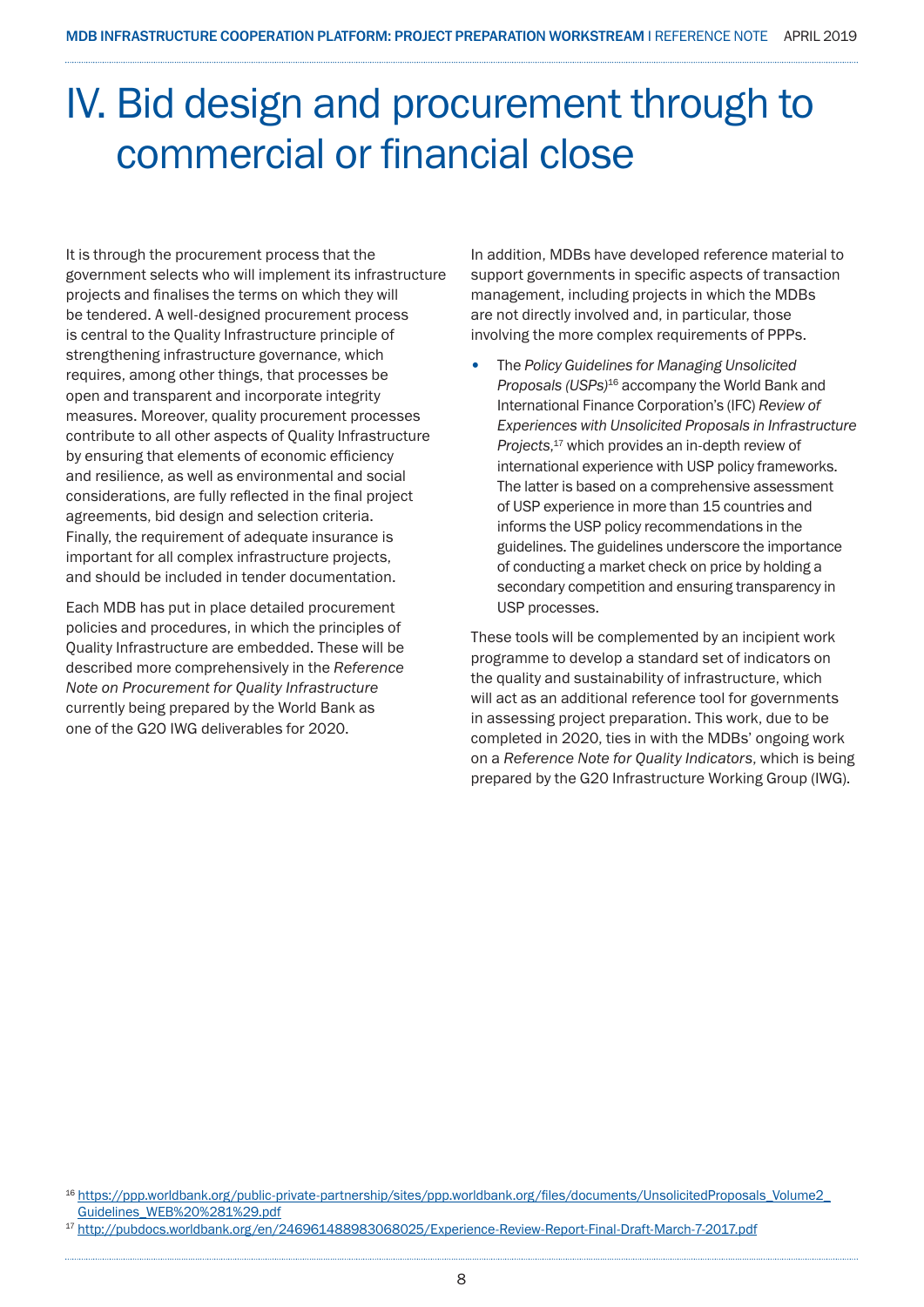# IV. Bid design and procurement through to commercial or financial close

It is through the procurement process that the government selects who will implement its infrastructure projects and finalises the terms on which they will be tendered. A well-designed procurement process is central to the Quality Infrastructure principle of strengthening infrastructure governance, which requires, among other things, that processes be open and transparent and incorporate integrity measures. Moreover, quality procurement processes contribute to all other aspects of Quality Infrastructure by ensuring that elements of economic efficiency and resilience, as well as environmental and social considerations, are fully reflected in the final project agreements, bid design and selection criteria. Finally, the requirement of adequate insurance is important for all complex infrastructure projects, and should be included in tender documentation.

Each MDB has put in place detailed procurement policies and procedures, in which the principles of Quality Infrastructure are embedded. These will be described more comprehensively in the *Reference Note on Procurement for Quality Infrastructure* currently being prepared by the World Bank as one of the G20 IWG deliverables for 2020.

In addition, MDBs have developed reference material to support governments in specific aspects of transaction management, including projects in which the MDBs are not directly involved and, in particular, those involving the more complex requirements of PPPs.

- The *Policy Guidelines for Managing Unsolicited Proposals (USPs)*[16] accompany the World Bank and International Finance Corporation's (IFC) *Review of Experiences with Unsolicited Proposals in Infrastructure Projects*,[17] which provides an in-depth review of international experience with USP policy frameworks. The latter is based on a comprehensive assessment of USP experience in more than 15 countries and informs the USP policy recommendations in the guidelines. The guidelines underscore the importance of conducting a market check on price by holding a secondary competition and ensuring transparency in USP processes.

These tools will be complemented by an incipient work programme to develop a standard set of indicators on the quality and sustainability of infrastructure, which will act as an additional reference tool for governments in assessing project preparation. This work, due to be completed in 2020, ties in with the MDBs' ongoing work on a *Reference Note for Quality Indicators*, which is being prepared by the G20 Infrastructure Working Group (IWG).

[16] https://ppp.worldbank.org/public-private-partnership/sites/ppp.worldbank.org/files/documents/UnsolicitedProposals_Volume2_Guidelines_WEB%20%281%29.pdf

[17] http://pubdocs.worldbank.org/en/246961488983068025/Experience-Review-Report-Final-Draft-March-7-2017.pdf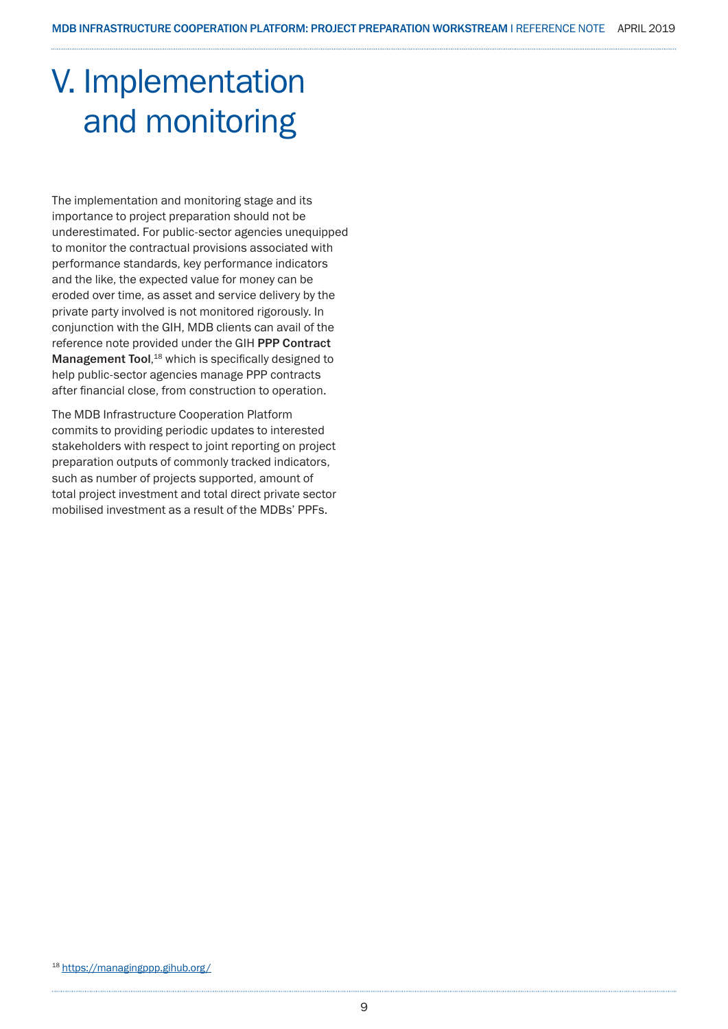# V. Implementation and monitoring

The implementation and monitoring stage and its importance to project preparation should not be underestimated. For public-sector agencies unequipped to monitor the contractual provisions associated with performance standards, key performance indicators and the like, the expected value for money can be eroded over time, as asset and service delivery by the private party involved is not monitored rigorously. In conjunction with the GIH, MDB clients can avail of the reference note provided under the GIH **PPP Contract Management Tool**,[18] which is specifically designed to help public-sector agencies manage PPP contracts after financial close, from construction to operation.

The MDB Infrastructure Cooperation Platform commits to providing periodic updates to interested stakeholders with respect to joint reporting on project preparation outputs of commonly tracked indicators, such as number of projects supported, amount of total project investment and total direct private sector mobilised investment as a result of the MDBs' PPFs.

[18] https://managingppp.gihub.org/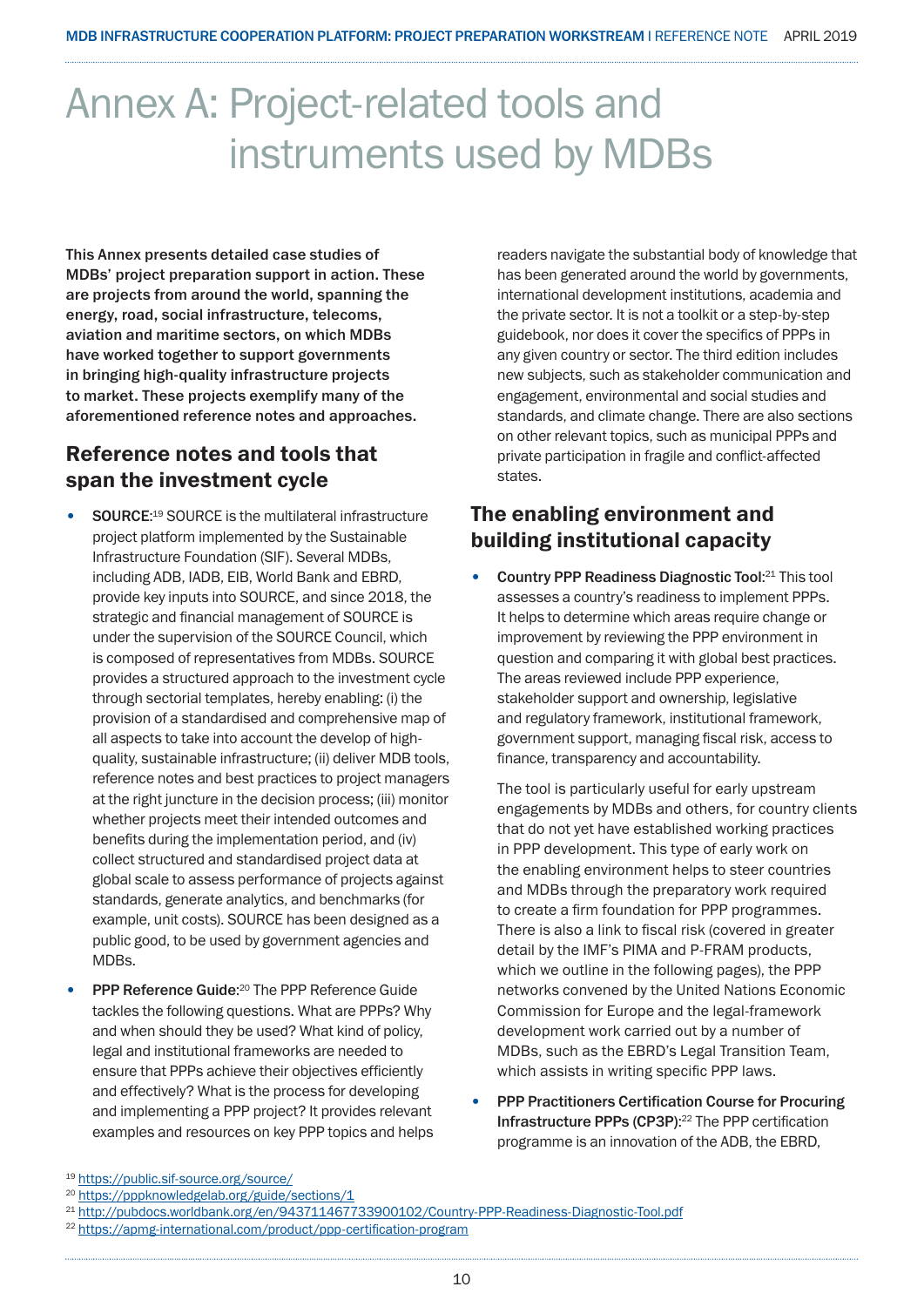# Annex A: Project-related tools and instruments used by MDBs

**This Annex presents detailed case studies of MDBs' project preparation support in action. These are projects from around the world, spanning the energy, road, social infrastructure, telecoms, aviation and maritime sectors, on which MDBs have worked together to support governments in bringing high-quality infrastructure projects to market. These projects exemplify many of the aforementioned reference notes and approaches.**

## Reference notes and tools that span the investment cycle

- **SOURCE**:[19] SOURCE is the multilateral infrastructure project platform implemented by the Sustainable Infrastructure Foundation (SIF). Several MDBs, including ADB, IADB, EIB, World Bank and EBRD, provide key inputs into SOURCE, and since 2018, the strategic and financial management of SOURCE is under the supervision of the SOURCE Council, which is composed of representatives from MDBs. SOURCE provides a structured approach to the investment cycle through sectorial templates, hereby enabling: (i) the provision of a standardised and comprehensive map of all aspects to take into account the develop of high-quality, sustainable infrastructure; (ii) deliver MDB tools, reference notes and best practices to project managers at the right juncture in the decision process; (iii) monitor whether projects meet their intended outcomes and benefits during the implementation period, and (iv) collect structured and standardised project data at global scale to assess performance of projects against standards, generate analytics, and benchmarks (for example, unit costs). SOURCE has been designed as a public good, to be used by government agencies and MDBs.
- **PPP Reference Guide**:[20] The PPP Reference Guide tackles the following questions. What are PPPs? Why and when should they be used? What kind of policy, legal and institutional frameworks are needed to ensure that PPPs achieve their objectives efficiently and effectively? What is the process for developing and implementing a PPP project? It provides relevant examples and resources on key PPP topics and helps readers navigate the substantial body of knowledge that has been generated around the world by governments, international development institutions, academia and the private sector. It is not a toolkit or a step-by-step guidebook, nor does it cover the specifics of PPPs in any given country or sector. The third edition includes new subjects, such as stakeholder communication and engagement, environmental and social studies and standards, and climate change. There are also sections on other relevant topics, such as municipal PPPs and private participation in fragile and conflict-affected states.

## The enabling environment and building institutional capacity

- **Country PPP Readiness Diagnostic Tool**:[21] This tool assesses a country's readiness to implement PPPs. It helps to determine which areas require change or improvement by reviewing the PPP environment in question and comparing it with global best practices. The areas reviewed include PPP experience, stakeholder support and ownership, legislative and regulatory framework, institutional framework, government support, managing fiscal risk, access to finance, transparency and accountability.

  The tool is particularly useful for early upstream engagements by MDBs and others, for country clients that do not yet have established working practices in PPP development. This type of early work on the enabling environment helps to steer countries and MDBs through the preparatory work required to create a firm foundation for PPP programmes. There is also a link to fiscal risk (covered in greater detail by the IMF's PIMA and P-FRAM products, which we outline in the following pages), the PPP networks convened by the United Nations Economic Commission for Europe and the legal-framework development work carried out by a number of MDBs, such as the EBRD's Legal Transition Team, which assists in writing specific PPP laws.
- **PPP Practitioners Certification Course for Procuring Infrastructure PPPs (CP3P)**:[22] The PPP certification programme is an innovation of the ADB, the EBRD,

[19] https://public.sif-source.org/source/
[20] https://pppknowledgelab.org/guide/sections/1
[21] http://pubdocs.worldbank.org/en/943711467733900102/Country-PPP-Readiness-Diagnostic-Tool.pdf
[22] https://apmg-international.com/product/ppp-certification-program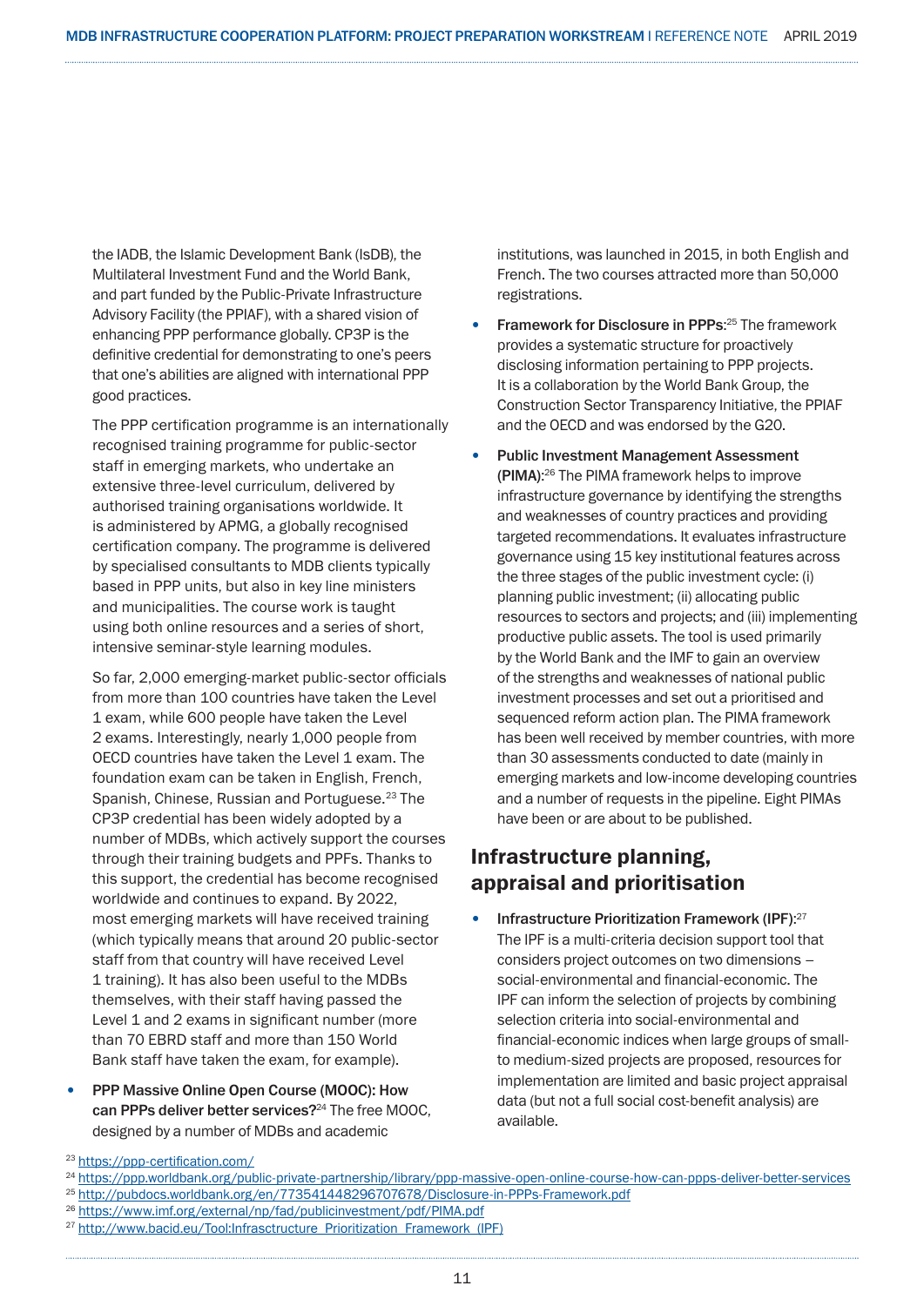the IADB, the Islamic Development Bank (IsDB), the Multilateral Investment Fund and the World Bank, and part funded by the Public-Private Infrastructure Advisory Facility (the PPIAF), with a shared vision of enhancing PPP performance globally. CP3P is the definitive credential for demonstrating to one's peers that one's abilities are aligned with international PPP good practices.

The PPP certification programme is an internationally recognised training programme for public-sector staff in emerging markets, who undertake an extensive three-level curriculum, delivered by authorised training organisations worldwide. It is administered by APMG, a globally recognised certification company. The programme is delivered by specialised consultants to MDB clients typically based in PPP units, but also in key line ministers and municipalities. The course work is taught using both online resources and a series of short, intensive seminar-style learning modules.

So far, 2,000 emerging-market public-sector officials from more than 100 countries have taken the Level 1 exam, while 600 people have taken the Level 2 exams. Interestingly, nearly 1,000 people from OECD countries have taken the Level 1 exam. The foundation exam can be taken in English, French, Spanish, Chinese, Russian and Portuguese.[23] The CP3P credential has been widely adopted by a number of MDBs, which actively support the courses through their training budgets and PPFs. Thanks to this support, the credential has become recognised worldwide and continues to expand. By 2022, most emerging markets will have received training (which typically means that around 20 public-sector staff from that country will have received Level 1 training). It has also been useful to the MDBs themselves, with their staff having passed the Level 1 and 2 exams in significant number (more than 70 EBRD staff and more than 150 World Bank staff have taken the exam, for example).

- **PPP Massive Online Open Course (MOOC): How can PPPs deliver better services?**[24] The free MOOC, designed by a number of MDBs and academic institutions, was launched in 2015, in both English and French. The two courses attracted more than 50,000 registrations.
- **Framework for Disclosure in PPPs**:[25] The framework provides a systematic structure for proactively disclosing information pertaining to PPP projects. It is a collaboration by the World Bank Group, the Construction Sector Transparency Initiative, the PPIAF and the OECD and was endorsed by the G20.
- **Public Investment Management Assessment (PIMA)**:[26] The PIMA framework helps to improve infrastructure governance by identifying the strengths and weaknesses of country practices and providing targeted recommendations. It evaluates infrastructure governance using 15 key institutional features across the three stages of the public investment cycle: (i) planning public investment; (ii) allocating public resources to sectors and projects; and (iii) implementing productive public assets. The tool is used primarily by the World Bank and the IMF to gain an overview of the strengths and weaknesses of national public investment processes and set out a prioritised and sequenced reform action plan. The PIMA framework has been well received by member countries, with more than 30 assessments conducted to date (mainly in emerging markets and low-income developing countries and a number of requests in the pipeline. Eight PIMAs have been or are about to be published.

## Infrastructure planning, appraisal and prioritisation

- **Infrastructure Prioritization Framework (IPF)**:[27] The IPF is a multi-criteria decision support tool that considers project outcomes on two dimensions – social-environmental and financial-economic. The IPF can inform the selection of projects by combining selection criteria into social-environmental and financial-economic indices when large groups of small- to medium-sized projects are proposed, resources for implementation are limited and basic project appraisal data (but not a full social cost-benefit analysis) are available.

---

[23] https://ppp-certification.com/
[24] https://ppp.worldbank.org/public-private-partnership/library/ppp-massive-open-online-course-how-can-ppps-deliver-better-services
[25] http://pubdocs.worldbank.org/en/773541448296707678/Disclosure-in-PPPs-Framework.pdf
[26] https://www.imf.org/external/np/fad/publicinvestment/pdf/PIMA.pdf
[27] http://www.bacid.eu/Tool:Infrasctructure_Prioritization_Framework_(IPF)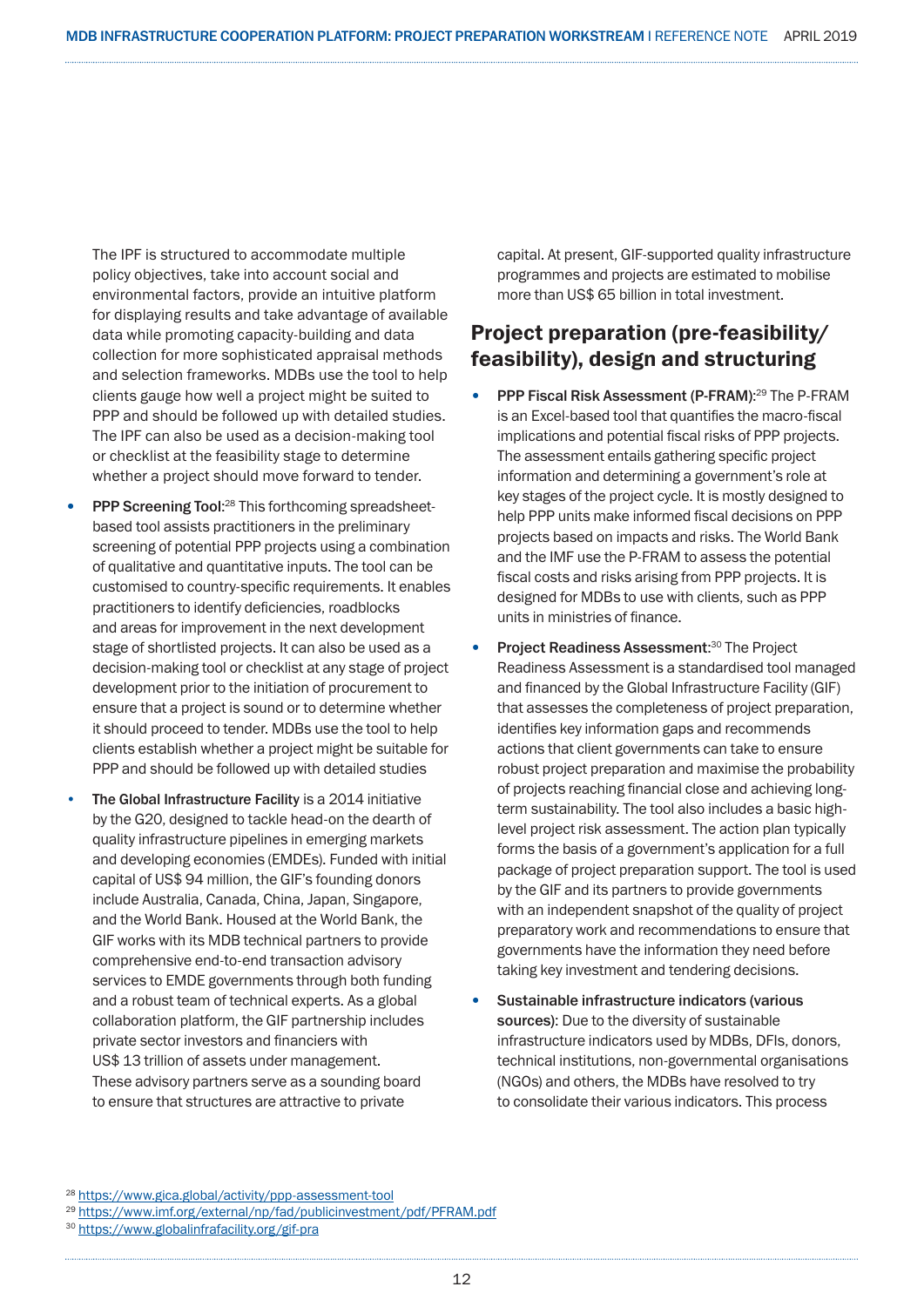The IPF is structured to accommodate multiple policy objectives, take into account social and environmental factors, provide an intuitive platform for displaying results and take advantage of available data while promoting capacity-building and data collection for more sophisticated appraisal methods and selection frameworks. MDBs use the tool to help clients gauge how well a project might be suited to PPP and should be followed up with detailed studies. The IPF can also be used as a decision-making tool or checklist at the feasibility stage to determine whether a project should move forward to tender.

- **PPP Screening Tool**:[28] This forthcoming spreadsheet-based tool assists practitioners in the preliminary screening of potential PPP projects using a combination of qualitative and quantitative inputs. The tool can be customised to country-specific requirements. It enables practitioners to identify deficiencies, roadblocks and areas for improvement in the next development stage of shortlisted projects. It can also be used as a decision-making tool or checklist at any stage of project development prior to the initiation of procurement to ensure that a project is sound or to determine whether it should proceed to tender. MDBs use the tool to help clients establish whether a project might be suitable for PPP and should be followed up with detailed studies
- **The Global Infrastructure Facility** is a 2014 initiative by the G20, designed to tackle head-on the dearth of quality infrastructure pipelines in emerging markets and developing economies (EMDEs). Funded with initial capital of US$ 94 million, the GIF's founding donors include Australia, Canada, China, Japan, Singapore, and the World Bank. Housed at the World Bank, the GIF works with its MDB technical partners to provide comprehensive end-to-end transaction advisory services to EMDE governments through both funding and a robust team of technical experts. As a global collaboration platform, the GIF partnership includes private sector investors and financiers with US$ 13 trillion of assets under management. These advisory partners serve as a sounding board to ensure that structures are attractive to private capital. At present, GIF-supported quality infrastructure programmes and projects are estimated to mobilise more than US$ 65 billion in total investment.

## Project preparation (pre-feasibility/feasibility), design and structuring

- **PPP Fiscal Risk Assessment (P-FRAM)**:[29] The P-FRAM is an Excel-based tool that quantifies the macro-fiscal implications and potential fiscal risks of PPP projects. The assessment entails gathering specific project information and determining a government's role at key stages of the project cycle. It is mostly designed to help PPP units make informed fiscal decisions on PPP projects based on impacts and risks. The World Bank and the IMF use the P-FRAM to assess the potential fiscal costs and risks arising from PPP projects. It is designed for MDBs to use with clients, such as PPP units in ministries of finance.
- **Project Readiness Assessment**:[30] The Project Readiness Assessment is a standardised tool managed and financed by the Global Infrastructure Facility (GIF) that assesses the completeness of project preparation, identifies key information gaps and recommends actions that client governments can take to ensure robust project preparation and maximise the probability of projects reaching financial close and achieving long-term sustainability. The tool also includes a basic high-level project risk assessment. The action plan typically forms the basis of a government's application for a full package of project preparation support. The tool is used by the GIF and its partners to provide governments with an independent snapshot of the quality of project preparatory work and recommendations to ensure that governments have the information they need before taking key investment and tendering decisions.
- **Sustainable infrastructure indicators (various sources)**: Due to the diversity of sustainable infrastructure indicators used by MDBs, DFIs, donors, technical institutions, non-governmental organisations (NGOs) and others, the MDBs have resolved to try to consolidate their various indicators. This process

[28] https://www.gica.global/activity/ppp-assessment-tool
[29] https://www.imf.org/external/np/fad/publicinvestment/pdf/PFRAM.pdf
[30] https://www.globalinfrafacility.org/gif-pra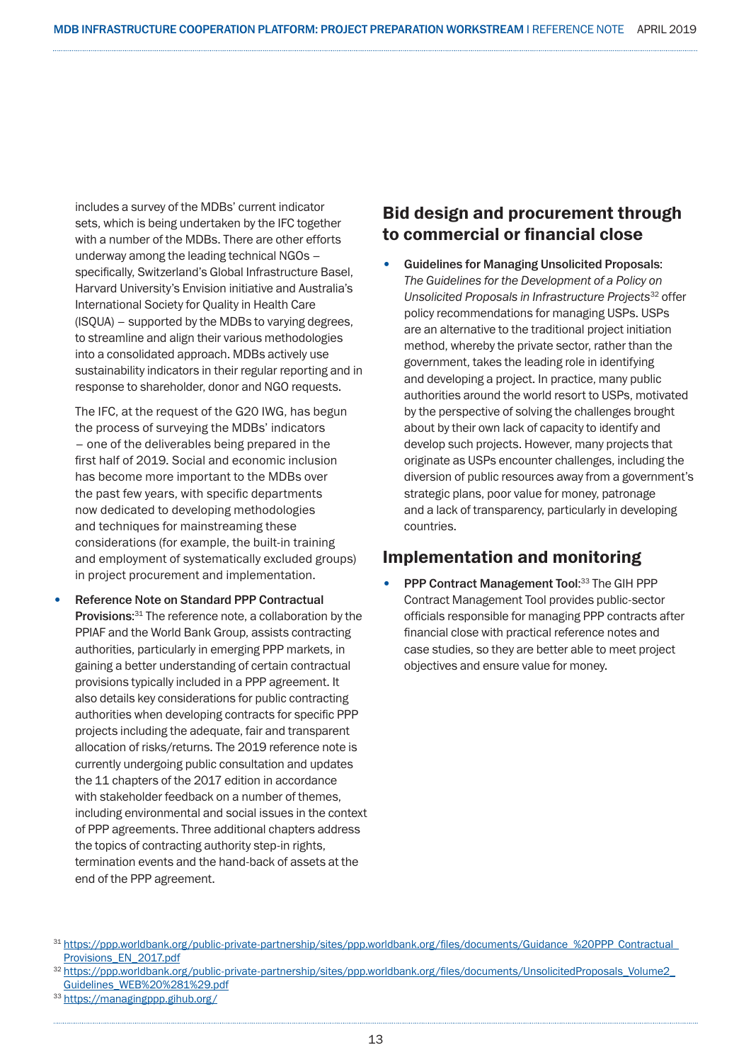includes a survey of the MDBs' current indicator sets, which is being undertaken by the IFC together with a number of the MDBs. There are other efforts underway among the leading technical NGOs – specifically, Switzerland's Global Infrastructure Basel, Harvard University's Envision initiative and Australia's International Society for Quality in Health Care (ISQUA) – supported by the MDBs to varying degrees, to streamline and align their various methodologies into a consolidated approach. MDBs actively use sustainability indicators in their regular reporting and in response to shareholder, donor and NGO requests.

The IFC, at the request of the G20 IWG, has begun the process of surveying the MDBs' indicators – one of the deliverables being prepared in the first half of 2019. Social and economic inclusion has become more important to the MDBs over the past few years, with specific departments now dedicated to developing methodologies and techniques for mainstreaming these considerations (for example, the built-in training and employment of systematically excluded groups) in project procurement and implementation.

- **Reference Note on Standard PPP Contractual Provisions:**[31] The reference note, a collaboration by the PPIAF and the World Bank Group, assists contracting authorities, particularly in emerging PPP markets, in gaining a better understanding of certain contractual provisions typically included in a PPP agreement. It also details key considerations for public contracting authorities when developing contracts for specific PPP projects including the adequate, fair and transparent allocation of risks/returns. The 2019 reference note is currently undergoing public consultation and updates the 11 chapters of the 2017 edition in accordance with stakeholder feedback on a number of themes, including environmental and social issues in the context of PPP agreements. Three additional chapters address the topics of contracting authority step-in rights, termination events and the hand-back of assets at the end of the PPP agreement.

## Bid design and procurement through to commercial or financial close

- **Guidelines for Managing Unsolicited Proposals**: *The Guidelines for the Development of a Policy on Unsolicited Proposals in Infrastructure Projects*[32] offer policy recommendations for managing USPs. USPs are an alternative to the traditional project initiation method, whereby the private sector, rather than the government, takes the leading role in identifying and developing a project. In practice, many public authorities around the world resort to USPs, motivated by the perspective of solving the challenges brought about by their own lack of capacity to identify and develop such projects. However, many projects that originate as USPs encounter challenges, including the diversion of public resources away from a government's strategic plans, poor value for money, patronage and a lack of transparency, particularly in developing countries.

## Implementation and monitoring

- **PPP Contract Management Tool**:[33] The GIH PPP Contract Management Tool provides public-sector officials responsible for managing PPP contracts after financial close with practical reference notes and case studies, so they are better able to meet project objectives and ensure value for money.

---

[31] https://ppp.worldbank.org/public-private-partnership/sites/ppp.worldbank.org/files/documents/Guidance_%20PPP_Contractual_Provisions_EN_2017.pdf

[32] https://ppp.worldbank.org/public-private-partnership/sites/ppp.worldbank.org/files/documents/UnsolicitedProposals_Volume2_Guidelines_WEB%20%281%29.pdf

[33] https://managingppp.gihub.org/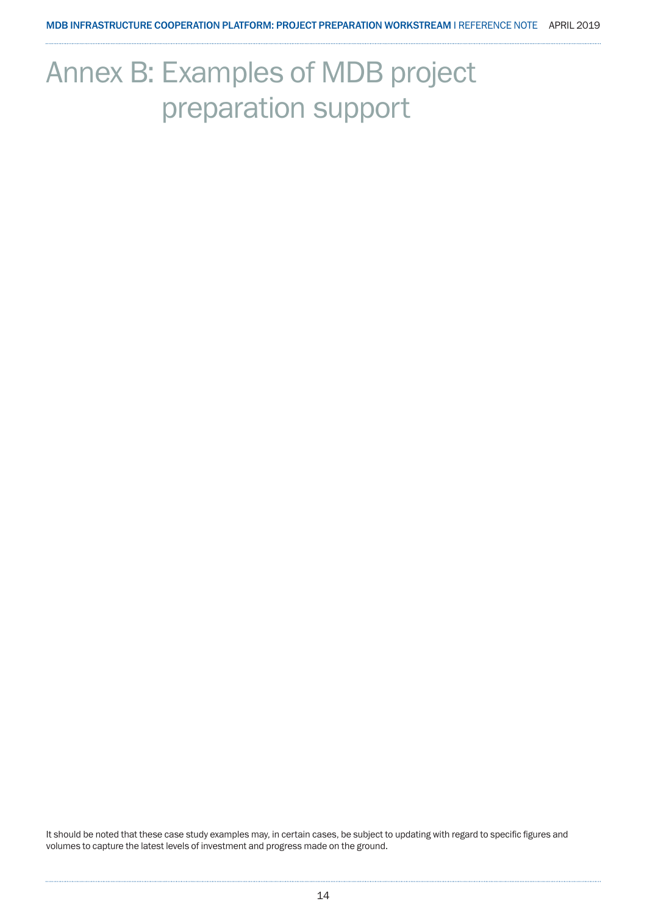# Annex B: Examples of MDB project preparation support

It should be noted that these case study examples may, in certain cases, be subject to updating with regard to specific figures and volumes to capture the latest levels of investment and progress made on the ground.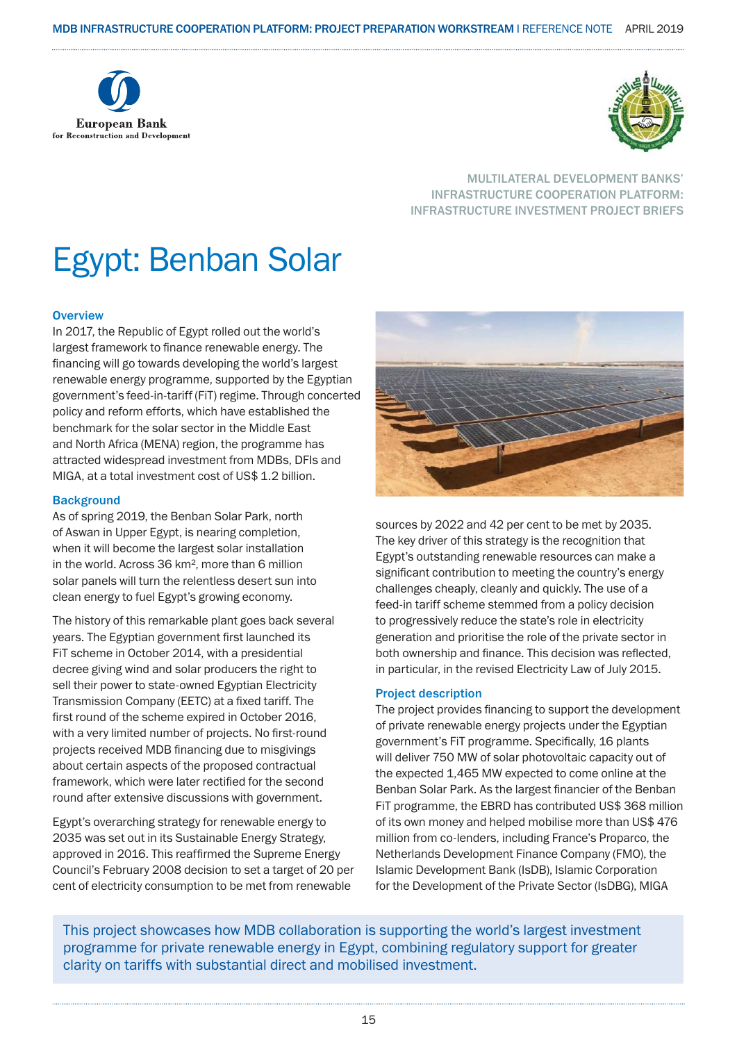MULTILATERAL DEVELOPMENT BANKS' INFRASTRUCTURE COOPERATION PLATFORM: INFRASTRUCTURE INVESTMENT PROJECT BRIEFS

# Egypt: Benban Solar

### Overview

In 2017, the Republic of Egypt rolled out the world's largest framework to finance renewable energy. The financing will go towards developing the world's largest renewable energy programme, supported by the Egyptian government's feed-in-tariff (FiT) regime. Through concerted policy and reform efforts, which have established the benchmark for the solar sector in the Middle East and North Africa (MENA) region, the programme has attracted widespread investment from MDBs, DFIs and MIGA, at a total investment cost of US$ 1.2 billion.

### Background

As of spring 2019, the Benban Solar Park, north of Aswan in Upper Egypt, is nearing completion, when it will become the largest solar installation in the world. Across 36 km², more than 6 million solar panels will turn the relentless desert sun into clean energy to fuel Egypt's growing economy.

The history of this remarkable plant goes back several years. The Egyptian government first launched its FiT scheme in October 2014, with a presidential decree giving wind and solar producers the right to sell their power to state-owned Egyptian Electricity Transmission Company (EETC) at a fixed tariff. The first round of the scheme expired in October 2016, with a very limited number of projects. No first-round projects received MDB financing due to misgivings about certain aspects of the proposed contractual framework, which were later rectified for the second round after extensive discussions with government.

Egypt's overarching strategy for renewable energy to 2035 was set out in its Sustainable Energy Strategy, approved in 2016. This reaffirmed the Supreme Energy Council's February 2008 decision to set a target of 20 per cent of electricity consumption to be met from renewable sources by 2022 and 42 per cent to be met by 2035. The key driver of this strategy is the recognition that Egypt's outstanding renewable resources can make a significant contribution to meeting the country's energy challenges cheaply, cleanly and quickly. The use of a feed-in tariff scheme stemmed from a policy decision to progressively reduce the state's role in electricity generation and prioritise the role of the private sector in both ownership and finance. This decision was reflected, in particular, in the revised Electricity Law of July 2015.

### Project description

The project provides financing to support the development of private renewable energy projects under the Egyptian government's FiT programme. Specifically, 16 plants will deliver 750 MW of solar photovoltaic capacity out of the expected 1,465 MW expected to come online at the Benban Solar Park. As the largest financier of the Benban FiT programme, the EBRD has contributed US$ 368 million of its own money and helped mobilise more than US$ 476 million from co-lenders, including France's Proparco, the Netherlands Development Finance Company (FMO), the Islamic Development Bank (IsDB), Islamic Corporation for the Development of the Private Sector (IsDBG), MIGA

> This project showcases how MDB collaboration is supporting the world's largest investment programme for private renewable energy in Egypt, combining regulatory support for greater clarity on tariffs with substantial direct and mobilised investment.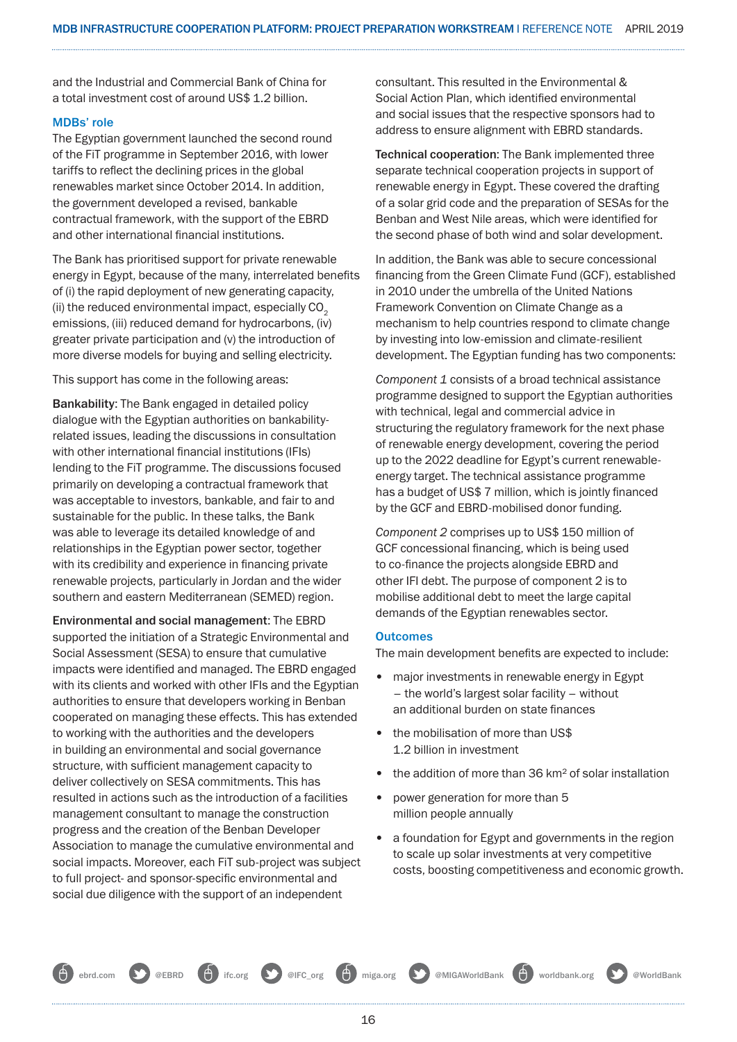and the Industrial and Commercial Bank of China for a total investment cost of around US$ 1.2 billion.

### MDBs' role

The Egyptian government launched the second round of the FiT programme in September 2016, with lower tariffs to reflect the declining prices in the global renewables market since October 2014. In addition, the government developed a revised, bankable contractual framework, with the support of the EBRD and other international financial institutions.

The Bank has prioritised support for private renewable energy in Egypt, because of the many, interrelated benefits of (i) the rapid deployment of new generating capacity, (ii) the reduced environmental impact, especially $CO_2$ emissions, (iii) reduced demand for hydrocarbons, (iv) greater private participation and (v) the introduction of more diverse models for buying and selling electricity.

This support has come in the following areas:

**Bankability**: The Bank engaged in detailed policy dialogue with the Egyptian authorities on bankability-related issues, leading the discussions in consultation with other international financial institutions (IFIs) lending to the FiT programme. The discussions focused primarily on developing a contractual framework that was acceptable to investors, bankable, and fair to and sustainable for the public. In these talks, the Bank was able to leverage its detailed knowledge of and relationships in the Egyptian power sector, together with its credibility and experience in financing private renewable projects, particularly in Jordan and the wider southern and eastern Mediterranean (SEMED) region.

**Environmental and social management**: The EBRD supported the initiation of a Strategic Environmental and Social Assessment (SESA) to ensure that cumulative impacts were identified and managed. The EBRD engaged with its clients and worked with other IFIs and the Egyptian authorities to ensure that developers working in Benban cooperated on managing these effects. This has extended to working with the authorities and the developers in building an environmental and social governance structure, with sufficient management capacity to deliver collectively on SESA commitments. This has resulted in actions such as the introduction of a facilities management consultant to manage the construction progress and the creation of the Benban Developer Association to manage the cumulative environmental and social impacts. Moreover, each FiT sub-project was subject to full project- and sponsor-specific environmental and social due diligence with the support of an independent consultant. This resulted in the Environmental & Social Action Plan, which identified environmental and social issues that the respective sponsors had to address to ensure alignment with EBRD standards.

**Technical cooperation**: The Bank implemented three separate technical cooperation projects in support of renewable energy in Egypt. These covered the drafting of a solar grid code and the preparation of SESAs for the Benban and West Nile areas, which were identified for the second phase of both wind and solar development.

In addition, the Bank was able to secure concessional financing from the Green Climate Fund (GCF), established in 2010 under the umbrella of the United Nations Framework Convention on Climate Change as a mechanism to help countries respond to climate change by investing into low-emission and climate-resilient development. The Egyptian funding has two components:

*Component 1* consists of a broad technical assistance programme designed to support the Egyptian authorities with technical, legal and commercial advice in structuring the regulatory framework for the next phase of renewable energy development, covering the period up to the 2022 deadline for Egypt's current renewable-energy target. The technical assistance programme has a budget of US$ 7 million, which is jointly financed by the GCF and EBRD-mobilised donor funding.

*Component 2* comprises up to US$ 150 million of GCF concessional financing, which is being used to co-finance the projects alongside EBRD and other IFI debt. The purpose of component 2 is to mobilise additional debt to meet the large capital demands of the Egyptian renewables sector.

### Outcomes

The main development benefits are expected to include:

- major investments in renewable energy in Egypt – the world's largest solar facility – without an additional burden on state finances
- the mobilisation of more than US$ 1.2 billion in investment
- the addition of more than 36 km$^2$ of solar installation
- power generation for more than 5 million people annually
- a foundation for Egypt and governments in the region to scale up solar investments at very competitive costs, boosting competitiveness and economic growth.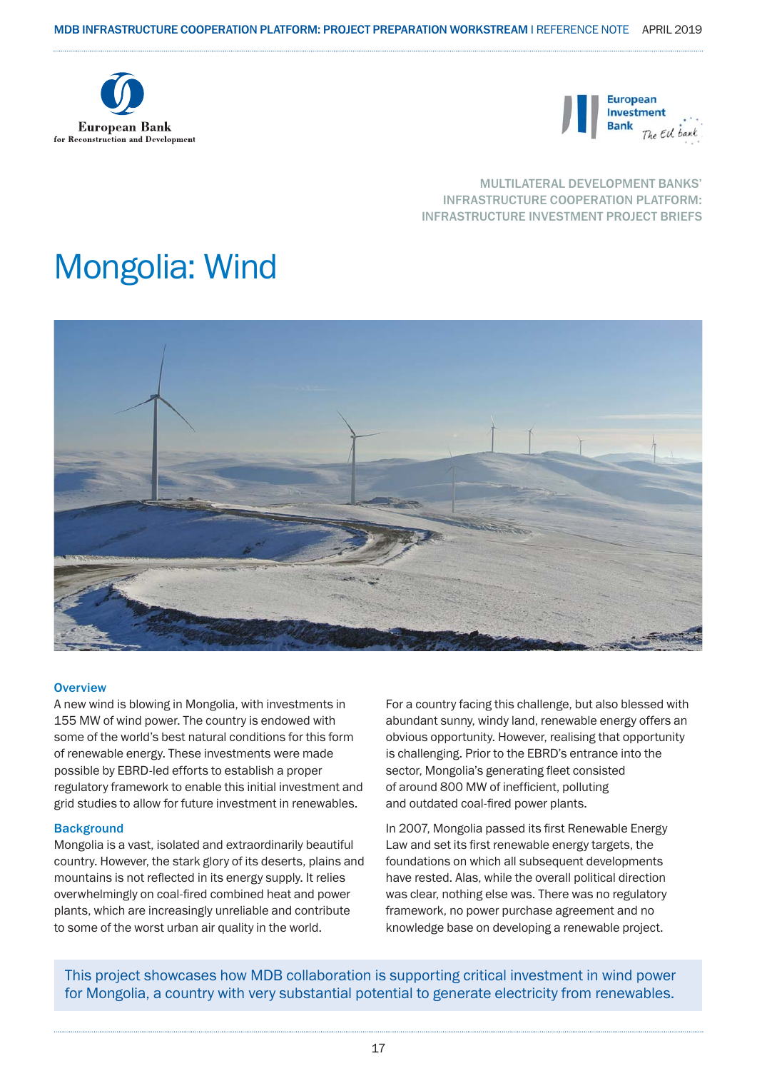MULTILATERAL DEVELOPMENT BANKS' INFRASTRUCTURE COOPERATION PLATFORM: INFRASTRUCTURE INVESTMENT PROJECT BRIEFS

# Mongolia: Wind

### Overview

A new wind is blowing in Mongolia, with investments in 155 MW of wind power. The country is endowed with some of the world's best natural conditions for this form of renewable energy. These investments were made possible by EBRD-led efforts to establish a proper regulatory framework to enable this initial investment and grid studies to allow for future investment in renewables.

### Background

Mongolia is a vast, isolated and extraordinarily beautiful country. However, the stark glory of its deserts, plains and mountains is not reflected in its energy supply. It relies overwhelmingly on coal-fired combined heat and power plants, which are increasingly unreliable and contribute to some of the worst urban air quality in the world.

For a country facing this challenge, but also blessed with abundant sunny, windy land, renewable energy offers an obvious opportunity. However, realising that opportunity is challenging. Prior to the EBRD's entrance into the sector, Mongolia's generating fleet consisted of around 800 MW of inefficient, polluting and outdated coal-fired power plants.

In 2007, Mongolia passed its first Renewable Energy Law and set its first renewable energy targets, the foundations on which all subsequent developments have rested. Alas, while the overall political direction was clear, nothing else was. There was no regulatory framework, no power purchase agreement and no knowledge base on developing a renewable project.

This project showcases how MDB collaboration is supporting critical investment in wind power for Mongolia, a country with very substantial potential to generate electricity from renewables.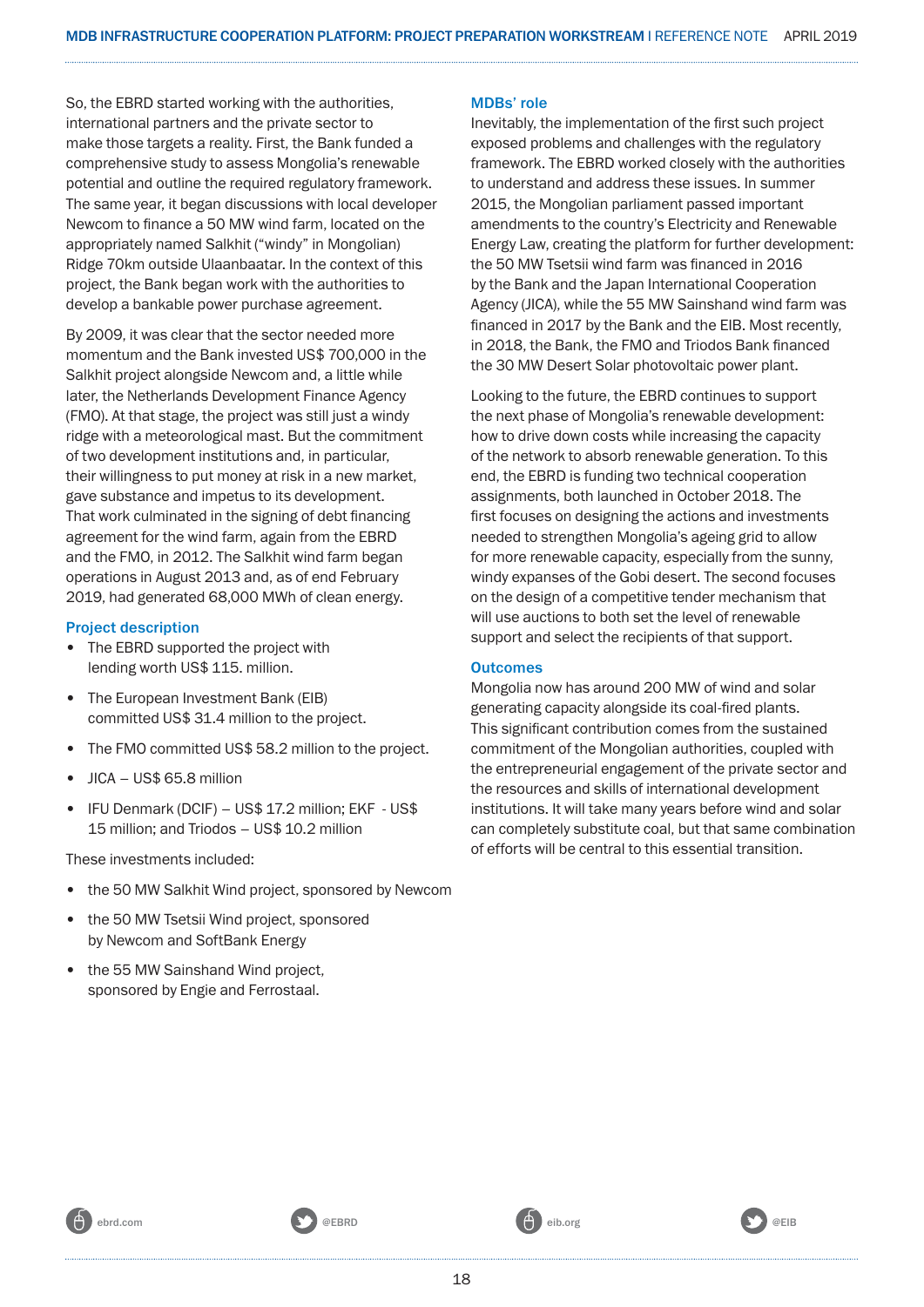So, the EBRD started working with the authorities, international partners and the private sector to make those targets a reality. First, the Bank funded a comprehensive study to assess Mongolia's renewable potential and outline the required regulatory framework. The same year, it began discussions with local developer Newcom to finance a 50 MW wind farm, located on the appropriately named Salkhit ("windy" in Mongolian) Ridge 70km outside Ulaanbaatar. In the context of this project, the Bank began work with the authorities to develop a bankable power purchase agreement.

By 2009, it was clear that the sector needed more momentum and the Bank invested US$ 700,000 in the Salkhit project alongside Newcom and, a little while later, the Netherlands Development Finance Agency (FMO). At that stage, the project was still just a windy ridge with a meteorological mast. But the commitment of two development institutions and, in particular, their willingness to put money at risk in a new market, gave substance and impetus to its development. That work culminated in the signing of debt financing agreement for the wind farm, again from the EBRD and the FMO, in 2012. The Salkhit wind farm began operations in August 2013 and, as of end February 2019, had generated 68,000 MWh of clean energy.

### Project description

- The EBRD supported the project with lending worth US$ 115. million.
- The European Investment Bank (EIB) committed US$ 31.4 million to the project.
- The FMO committed US$ 58.2 million to the project.
- JICA – US$ 65.8 million
- IFU Denmark (DCIF) – US$ 17.2 million; EKF - US$ 15 million; and Triodos – US$ 10.2 million

These investments included:

- the 50 MW Salkhit Wind project, sponsored by Newcom
- the 50 MW Tsetsii Wind project, sponsored by Newcom and SoftBank Energy
- the 55 MW Sainshand Wind project, sponsored by Engie and Ferrostaal.

### MDBs' role

Inevitably, the implementation of the first such project exposed problems and challenges with the regulatory framework. The EBRD worked closely with the authorities to understand and address these issues. In summer 2015, the Mongolian parliament passed important amendments to the country's Electricity and Renewable Energy Law, creating the platform for further development: the 50 MW Tsetsii wind farm was financed in 2016 by the Bank and the Japan International Cooperation Agency (JICA), while the 55 MW Sainshand wind farm was financed in 2017 by the Bank and the EIB. Most recently, in 2018, the Bank, the FMO and Triodos Bank financed the 30 MW Desert Solar photovoltaic power plant.

Looking to the future, the EBRD continues to support the next phase of Mongolia's renewable development: how to drive down costs while increasing the capacity of the network to absorb renewable generation. To this end, the EBRD is funding two technical cooperation assignments, both launched in October 2018. The first focuses on designing the actions and investments needed to strengthen Mongolia's ageing grid to allow for more renewable capacity, especially from the sunny, windy expanses of the Gobi desert. The second focuses on the design of a competitive tender mechanism that will use auctions to both set the level of renewable support and select the recipients of that support.

### Outcomes

Mongolia now has around 200 MW of wind and solar generating capacity alongside its coal-fired plants. This significant contribution comes from the sustained commitment of the Mongolian authorities, coupled with the entrepreneurial engagement of the private sector and the resources and skills of international development institutions. It will take many years before wind and solar can completely substitute coal, but that same combination of efforts will be central to this essential transition.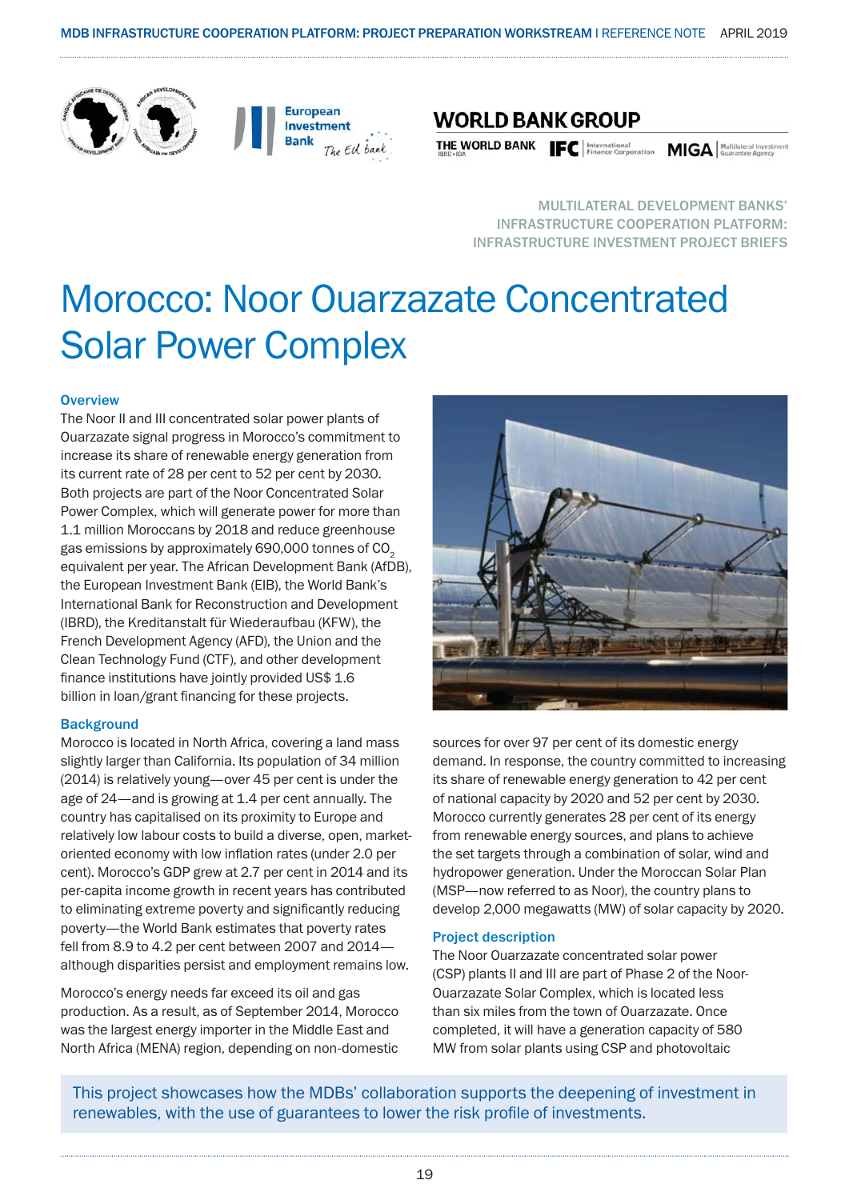MULTILATERAL DEVELOPMENT BANKS' INFRASTRUCTURE COOPERATION PLATFORM: INFRASTRUCTURE INVESTMENT PROJECT BRIEFS

# Morocco: Noor Ouarzazate Concentrated Solar Power Complex

## Overview

The Noor II and III concentrated solar power plants of Ouarzazate signal progress in Morocco's commitment to increase its share of renewable energy generation from its current rate of 28 per cent to 52 per cent by 2030. Both projects are part of the Noor Concentrated Solar Power Complex, which will generate power for more than 1.1 million Moroccans by 2018 and reduce greenhouse gas emissions by approximately 690,000 tonnes of $CO_2$ equivalent per year. The African Development Bank (AfDB), the European Investment Bank (EIB), the World Bank's International Bank for Reconstruction and Development (IBRD), the Kreditanstalt für Wiederaufbau (KFW), the French Development Agency (AFD), the Union and the Clean Technology Fund (CTF), and other development finance institutions have jointly provided US$ 1.6 billion in loan/grant financing for these projects.

## Background

Morocco is located in North Africa, covering a land mass slightly larger than California. Its population of 34 million (2014) is relatively young—over 45 per cent is under the age of 24—and is growing at 1.4 per cent annually. The country has capitalised on its proximity to Europe and relatively low labour costs to build a diverse, open, market-oriented economy with low inflation rates (under 2.0 per cent). Morocco's GDP grew at 2.7 per cent in 2014 and its per-capita income growth in recent years has contributed to eliminating extreme poverty and significantly reducing poverty—the World Bank estimates that poverty rates fell from 8.9 to 4.2 per cent between 2007 and 2014—although disparities persist and employment remains low.

Morocco's energy needs far exceed its oil and gas production. As a result, as of September 2014, Morocco was the largest energy importer in the Middle East and North Africa (MENA) region, depending on non-domestic sources for over 97 per cent of its domestic energy demand. In response, the country committed to increasing its share of renewable energy generation to 42 per cent of national capacity by 2020 and 52 per cent by 2030. Morocco currently generates 28 per cent of its energy from renewable energy sources, and plans to achieve the set targets through a combination of solar, wind and hydropower generation. Under the Moroccan Solar Plan (MSP—now referred to as Noor), the country plans to develop 2,000 megawatts (MW) of solar capacity by 2020.

## Project description

The Noor Ouarzazate concentrated solar power (CSP) plants II and III are part of Phase 2 of the Noor-Ouarzazate Solar Complex, which is located less than six miles from the town of Ouarzazate. Once completed, it will have a generation capacity of 580 MW from solar plants using CSP and photovoltaic

This project showcases how the MDBs' collaboration supports the deepening of investment in renewables, with the use of guarantees to lower the risk profile of investments.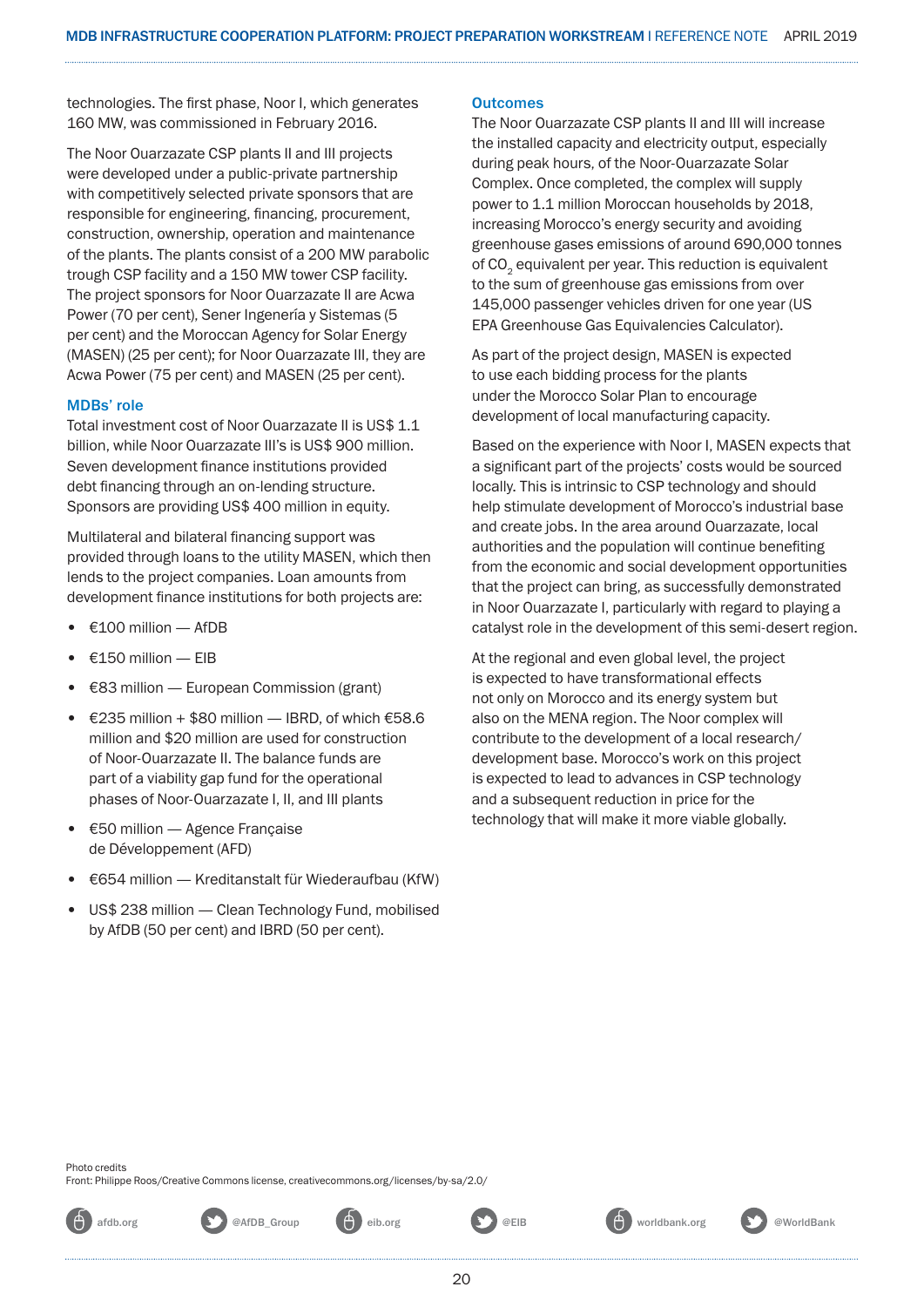technologies. The first phase, Noor I, which generates 160 MW, was commissioned in February 2016.

The Noor Ouarzazate CSP plants II and III projects were developed under a public-private partnership with competitively selected private sponsors that are responsible for engineering, financing, procurement, construction, ownership, operation and maintenance of the plants. The plants consist of a 200 MW parabolic trough CSP facility and a 150 MW tower CSP facility. The project sponsors for Noor Ouarzazate II are Acwa Power (70 per cent), Sener Ingenería y Sistemas (5 per cent) and the Moroccan Agency for Solar Energy (MASEN) (25 per cent); for Noor Ouarzazate III, they are Acwa Power (75 per cent) and MASEN (25 per cent).

### MDBs' role

Total investment cost of Noor Ouarzazate II is US$ 1.1 billion, while Noor Ouarzazate III's is US$ 900 million. Seven development finance institutions provided debt financing through an on-lending structure. Sponsors are providing US$ 400 million in equity.

Multilateral and bilateral financing support was provided through loans to the utility MASEN, which then lends to the project companies. Loan amounts from development finance institutions for both projects are:

- €100 million — AfDB
- €150 million — EIB
- €83 million — European Commission (grant)
- €235 million + $80 million — IBRD, of which €58.6 million and $20 million are used for construction of Noor-Ouarzazate II. The balance funds are part of a viability gap fund for the operational phases of Noor-Ouarzazate I, II, and III plants
- €50 million — Agence Française de Développement (AFD)
- €654 million — Kreditanstalt für Wiederaufbau (KfW)
- US$ 238 million — Clean Technology Fund, mobilised by AfDB (50 per cent) and IBRD (50 per cent).

### Outcomes

The Noor Ouarzazate CSP plants II and III will increase the installed capacity and electricity output, especially during peak hours, of the Noor-Ouarzazate Solar Complex. Once completed, the complex will supply power to 1.1 million Moroccan households by 2018, increasing Morocco's energy security and avoiding greenhouse gases emissions of around 690,000 tonnes of $CO_2$ equivalent per year. This reduction is equivalent to the sum of greenhouse gas emissions from over 145,000 passenger vehicles driven for one year (US EPA Greenhouse Gas Equivalencies Calculator).

As part of the project design, MASEN is expected to use each bidding process for the plants under the Morocco Solar Plan to encourage development of local manufacturing capacity.

Based on the experience with Noor I, MASEN expects that a significant part of the projects' costs would be sourced locally. This is intrinsic to CSP technology and should help stimulate development of Morocco's industrial base and create jobs. In the area around Ouarzazate, local authorities and the population will continue benefiting from the economic and social development opportunities that the project can bring, as successfully demonstrated in Noor Ouarzazate I, particularly with regard to playing a catalyst role in the development of this semi-desert region.

At the regional and even global level, the project is expected to have transformational effects not only on Morocco and its energy system but also on the MENA region. The Noor complex will contribute to the development of a local research/development base. Morocco's work on this project is expected to lead to advances in CSP technology and a subsequent reduction in price for the technology that will make it more viable globally.

Photo credits
Front: Philippe Roos/Creative Commons license, creativecommons.org/licenses/by-sa/2.0/

afdb.org @AfDB_Group eib.org @EIB worldbank.org @WorldBank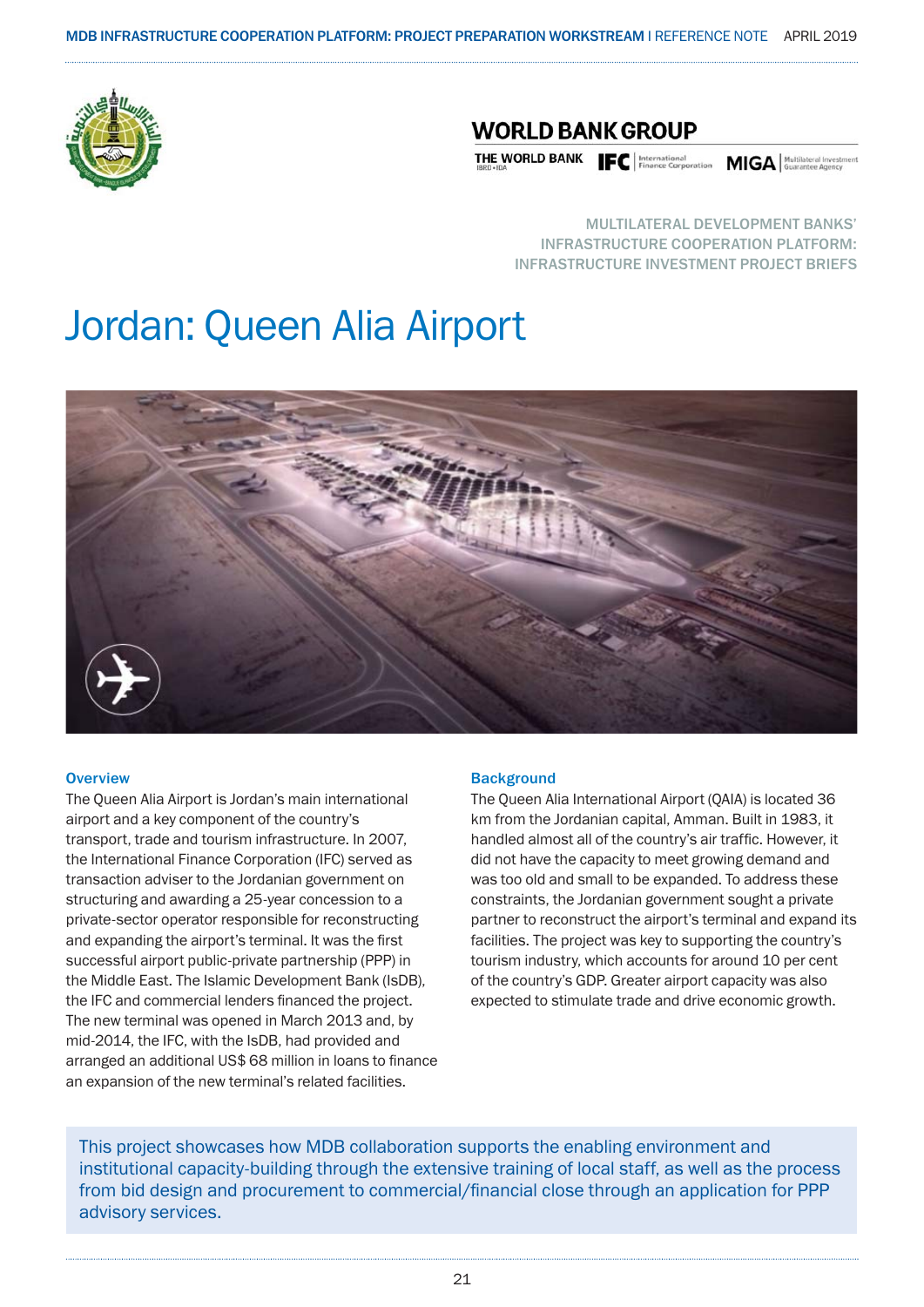WORLD BANK GROUP

THE WORLD BANK IBRD • IDA | IFC International Finance Corporation | MIGA Multilateral Investment Guarantee Agency

MULTILATERAL DEVELOPMENT BANKS' INFRASTRUCTURE COOPERATION PLATFORM: INFRASTRUCTURE INVESTMENT PROJECT BRIEFS

# Jordan: Queen Alia Airport

## Overview

The Queen Alia Airport is Jordan's main international airport and a key component of the country's transport, trade and tourism infrastructure. In 2007, the International Finance Corporation (IFC) served as transaction adviser to the Jordanian government on structuring and awarding a 25-year concession to a private-sector operator responsible for reconstructing and expanding the airport's terminal. It was the first successful airport public-private partnership (PPP) in the Middle East. The Islamic Development Bank (IsDB), the IFC and commercial lenders financed the project. The new terminal was opened in March 2013 and, by mid-2014, the IFC, with the IsDB, had provided and arranged an additional US$ 68 million in loans to finance an expansion of the new terminal's related facilities.

## Background

The Queen Alia International Airport (QAIA) is located 36 km from the Jordanian capital, Amman. Built in 1983, it handled almost all of the country's air traffic. However, it did not have the capacity to meet growing demand and was too old and small to be expanded. To address these constraints, the Jordanian government sought a private partner to reconstruct the airport's terminal and expand its facilities. The project was key to supporting the country's tourism industry, which accounts for around 10 per cent of the country's GDP. Greater airport capacity was also expected to stimulate trade and drive economic growth.

This project showcases how MDB collaboration supports the enabling environment and institutional capacity-building through the extensive training of local staff, as well as the process from bid design and procurement to commercial/financial close through an application for PPP advisory services.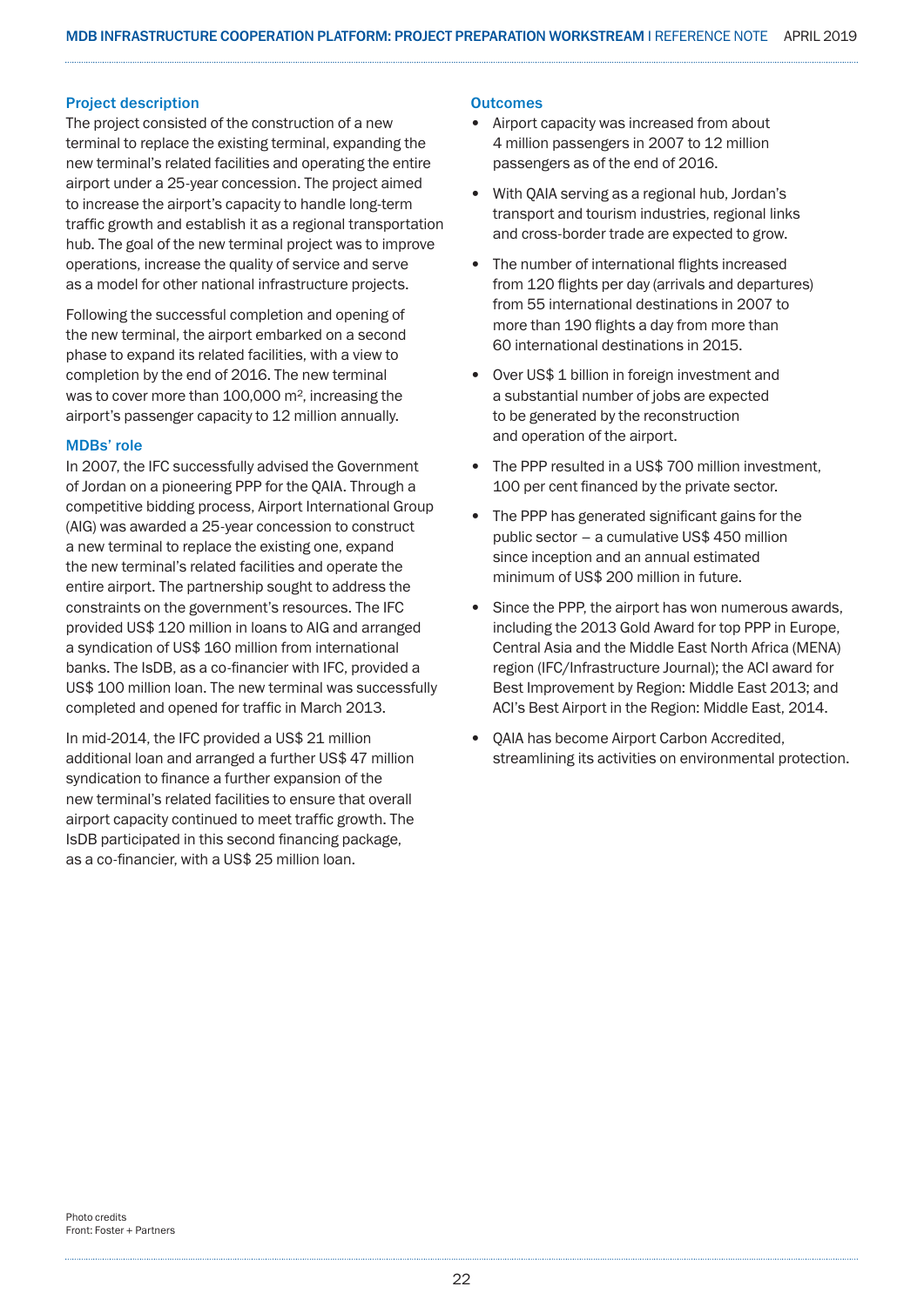### Project description

The project consisted of the construction of a new terminal to replace the existing terminal, expanding the new terminal's related facilities and operating the entire airport under a 25-year concession. The project aimed to increase the airport's capacity to handle long-term traffic growth and establish it as a regional transportation hub. The goal of the new terminal project was to improve operations, increase the quality of service and serve as a model for other national infrastructure projects.

Following the successful completion and opening of the new terminal, the airport embarked on a second phase to expand its related facilities, with a view to completion by the end of 2016. The new terminal was to cover more than 100,000 m², increasing the airport's passenger capacity to 12 million annually.

### MDBs' role

In 2007, the IFC successfully advised the Government of Jordan on a pioneering PPP for the QAIA. Through a competitive bidding process, Airport International Group (AIG) was awarded a 25-year concession to construct a new terminal to replace the existing one, expand the new terminal's related facilities and operate the entire airport. The partnership sought to address the constraints on the government's resources. The IFC provided US$ 120 million in loans to AIG and arranged a syndication of US$ 160 million from international banks. The IsDB, as a co-financier with IFC, provided a US$ 100 million loan. The new terminal was successfully completed and opened for traffic in March 2013.

In mid-2014, the IFC provided a US$ 21 million additional loan and arranged a further US$ 47 million syndication to finance a further expansion of the new terminal's related facilities to ensure that overall airport capacity continued to meet traffic growth. The IsDB participated in this second financing package, as a co-financier, with a US$ 25 million loan.

### Outcomes

- Airport capacity was increased from about 4 million passengers in 2007 to 12 million passengers as of the end of 2016.
- With QAIA serving as a regional hub, Jordan's transport and tourism industries, regional links and cross-border trade are expected to grow.
- The number of international flights increased from 120 flights per day (arrivals and departures) from 55 international destinations in 2007 to more than 190 flights a day from more than 60 international destinations in 2015.
- Over US$ 1 billion in foreign investment and a substantial number of jobs are expected to be generated by the reconstruction and operation of the airport.
- The PPP resulted in a US$ 700 million investment, 100 per cent financed by the private sector.
- The PPP has generated significant gains for the public sector – a cumulative US$ 450 million since inception and an annual estimated minimum of US$ 200 million in future.
- Since the PPP, the airport has won numerous awards, including the 2013 Gold Award for top PPP in Europe, Central Asia and the Middle East North Africa (MENA) region (IFC/Infrastructure Journal); the ACI award for Best Improvement by Region: Middle East 2013; and ACI's Best Airport in the Region: Middle East, 2014.
- QAIA has become Airport Carbon Accredited, streamlining its activities on environmental protection.

Photo credits
Front: Foster + Partners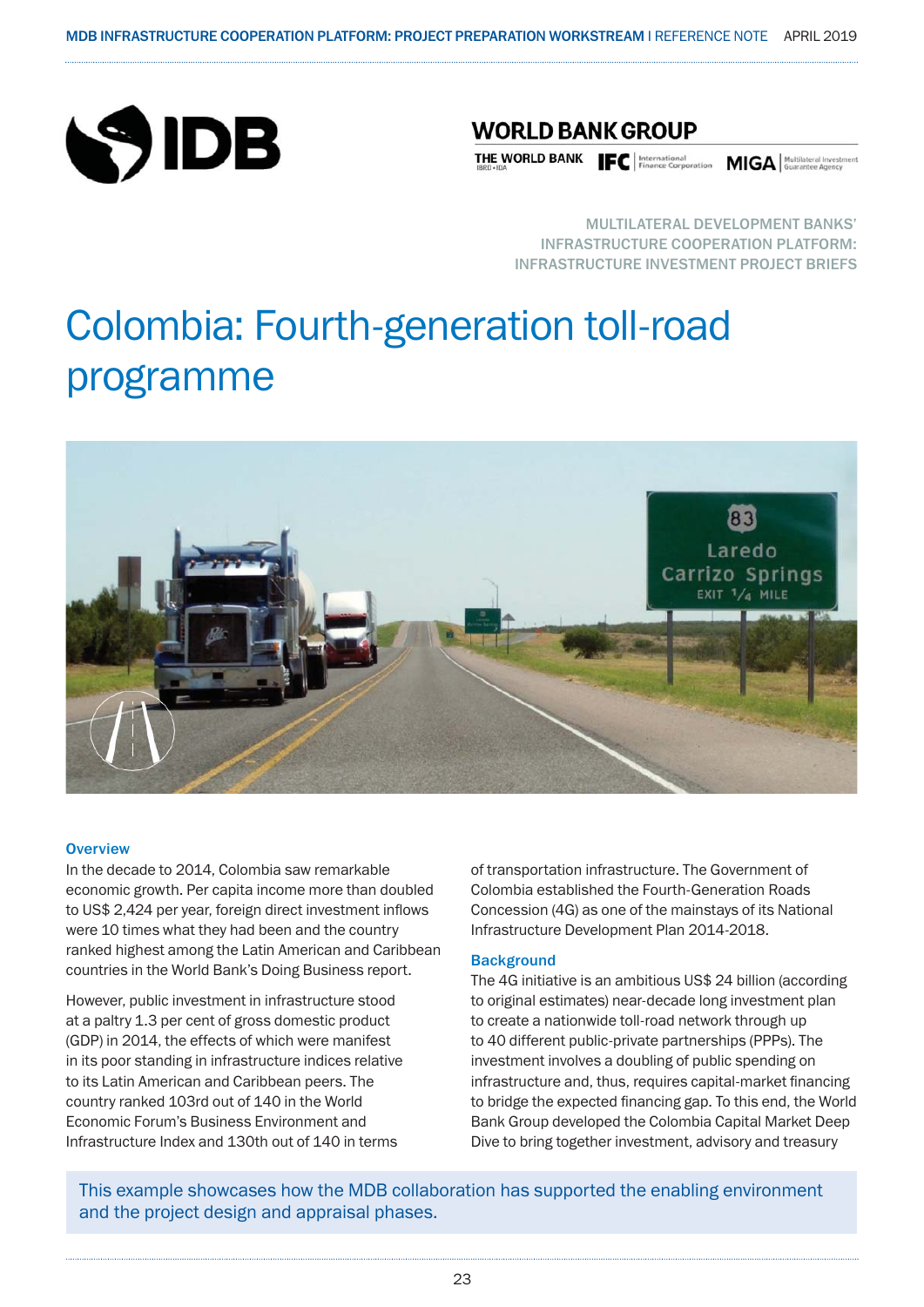MULTILATERAL DEVELOPMENT BANKS' INFRASTRUCTURE COOPERATION PLATFORM: INFRASTRUCTURE INVESTMENT PROJECT BRIEFS

# Colombia: Fourth-generation toll-road programme

## Overview

In the decade to 2014, Colombia saw remarkable economic growth. Per capita income more than doubled to US$ 2,424 per year, foreign direct investment inflows were 10 times what they had been and the country ranked highest among the Latin American and Caribbean countries in the World Bank's Doing Business report.

However, public investment in infrastructure stood at a paltry 1.3 per cent of gross domestic product (GDP) in 2014, the effects of which were manifest in its poor standing in infrastructure indices relative to its Latin American and Caribbean peers. The country ranked 103rd out of 140 in the World Economic Forum's Business Environment and Infrastructure Index and 130th out of 140 in terms of transportation infrastructure. The Government of Colombia established the Fourth-Generation Roads Concession (4G) as one of the mainstays of its National Infrastructure Development Plan 2014-2018.

## Background

The 4G initiative is an ambitious US$ 24 billion (according to original estimates) near-decade long investment plan to create a nationwide toll-road network through up to 40 different public-private partnerships (PPPs). The investment involves a doubling of public spending on infrastructure and, thus, requires capital-market financing to bridge the expected financing gap. To this end, the World Bank Group developed the Colombia Capital Market Deep Dive to bring together investment, advisory and treasury

This example showcases how the MDB collaboration has supported the enabling environment and the project design and appraisal phases.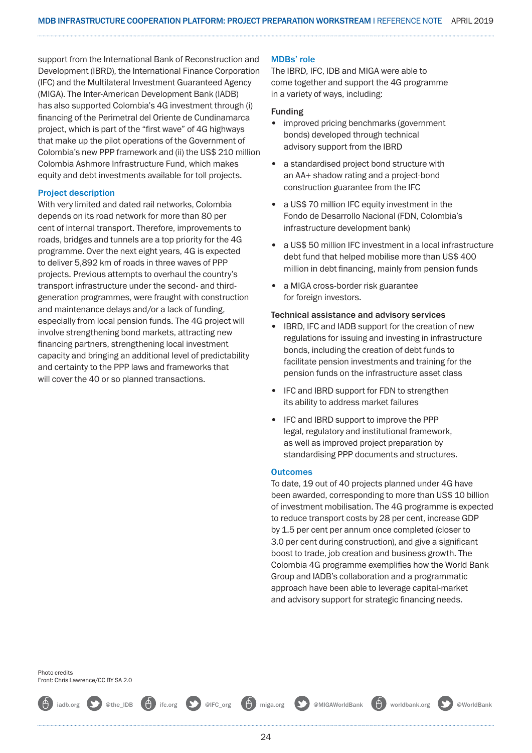support from the International Bank of Reconstruction and Development (IBRD), the International Finance Corporation (IFC) and the Multilateral Investment Guaranteed Agency (MIGA). The Inter-American Development Bank (IADB) has also supported Colombia's 4G investment through (i) financing of the Perimetral del Oriente de Cundinamarca project, which is part of the "first wave" of 4G highways that make up the pilot operations of the Government of Colombia's new PPP framework and (ii) the US$ 210 million Colombia Ashmore Infrastructure Fund, which makes equity and debt investments available for toll projects.

### Project description

With very limited and dated rail networks, Colombia depends on its road network for more than 80 per cent of internal transport. Therefore, improvements to roads, bridges and tunnels are a top priority for the 4G programme. Over the next eight years, 4G is expected to deliver 5,892 km of roads in three waves of PPP projects. Previous attempts to overhaul the country's transport infrastructure under the second- and third-generation programmes, were fraught with construction and maintenance delays and/or a lack of funding, especially from local pension funds. The 4G project will involve strengthening bond markets, attracting new financing partners, strengthening local investment capacity and bringing an additional level of predictability and certainty to the PPP laws and frameworks that will cover the 40 or so planned transactions.

### MDBs' role

The IBRD, IFC, IDB and MIGA were able to come together and support the 4G programme in a variety of ways, including:

#### Funding

- improved pricing benchmarks (government bonds) developed through technical advisory support from the IBRD
- a standardised project bond structure with an AA+ shadow rating and a project-bond construction guarantee from the IFC
- a US$ 70 million IFC equity investment in the Fondo de Desarrollo Nacional (FDN, Colombia's infrastructure development bank)
- a US$ 50 million IFC investment in a local infrastructure debt fund that helped mobilise more than US$ 400 million in debt financing, mainly from pension funds
- a MIGA cross-border risk guarantee for foreign investors.

#### Technical assistance and advisory services

- IBRD, IFC and IADB support for the creation of new regulations for issuing and investing in infrastructure bonds, including the creation of debt funds to facilitate pension investments and training for the pension funds on the infrastructure asset class
- IFC and IBRD support for FDN to strengthen its ability to address market failures
- IFC and IBRD support to improve the PPP legal, regulatory and institutional framework, as well as improved project preparation by standardising PPP documents and structures.

### Outcomes

To date, 19 out of 40 projects planned under 4G have been awarded, corresponding to more than US$ 10 billion of investment mobilisation. The 4G programme is expected to reduce transport costs by 28 per cent, increase GDP by 1.5 per cent per annum once completed (closer to 3.0 per cent during construction), and give a significant boost to trade, job creation and business growth. The Colombia 4G programme exemplifies how the World Bank Group and IADB's collaboration and a programmatic approach have been able to leverage capital-market and advisory support for strategic financing needs.

Photo credits
Front: Chris Lawrence/CC BY SA 2.0

iadb.org @the_IDB ifc.org @IFC_org miga.org @MIGAWorldBank worldbank.org @WorldBank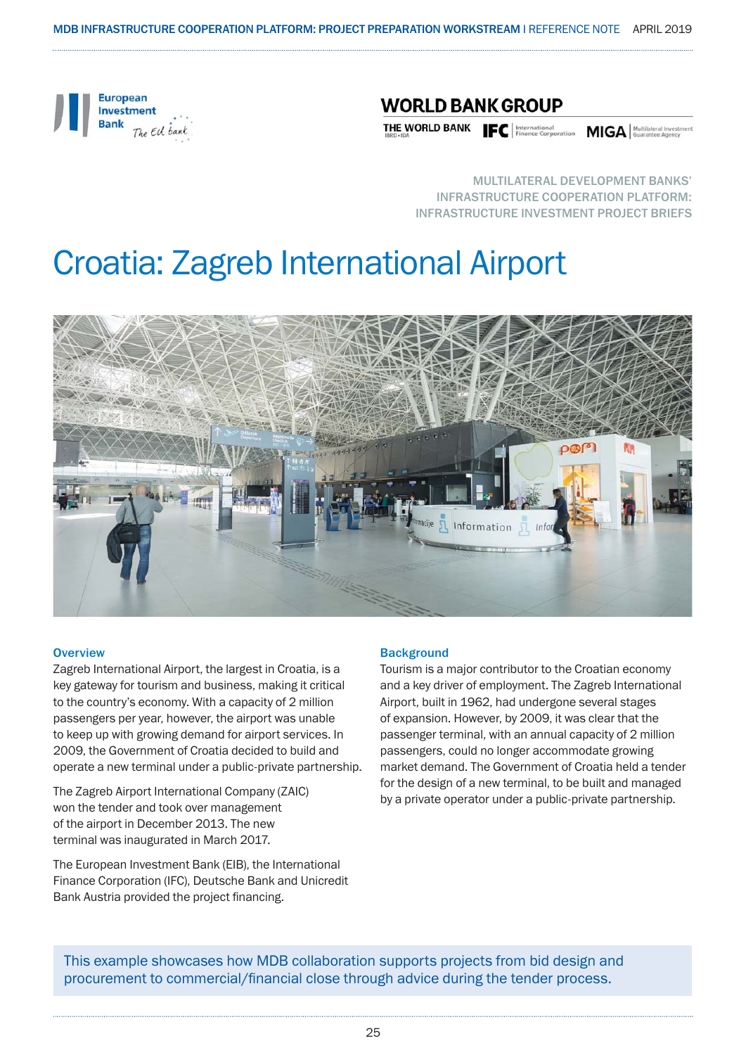MULTILATERAL DEVELOPMENT BANKS' INFRASTRUCTURE COOPERATION PLATFORM: INFRASTRUCTURE INVESTMENT PROJECT BRIEFS

# Croatia: Zagreb International Airport

## Overview

Zagreb International Airport, the largest in Croatia, is a key gateway for tourism and business, making it critical to the country's economy. With a capacity of 2 million passengers per year, however, the airport was unable to keep up with growing demand for airport services. In 2009, the Government of Croatia decided to build and operate a new terminal under a public-private partnership.

The Zagreb Airport International Company (ZAIC) won the tender and took over management of the airport in December 2013. The new terminal was inaugurated in March 2017.

The European Investment Bank (EIB), the International Finance Corporation (IFC), Deutsche Bank and Unicredit Bank Austria provided the project financing.

## Background

Tourism is a major contributor to the Croatian economy and a key driver of employment. The Zagreb International Airport, built in 1962, had undergone several stages of expansion. However, by 2009, it was clear that the passenger terminal, with an annual capacity of 2 million passengers, could no longer accommodate growing market demand. The Government of Croatia held a tender for the design of a new terminal, to be built and managed by a private operator under a public-private partnership.

This example showcases how MDB collaboration supports projects from bid design and procurement to commercial/financial close through advice during the tender process.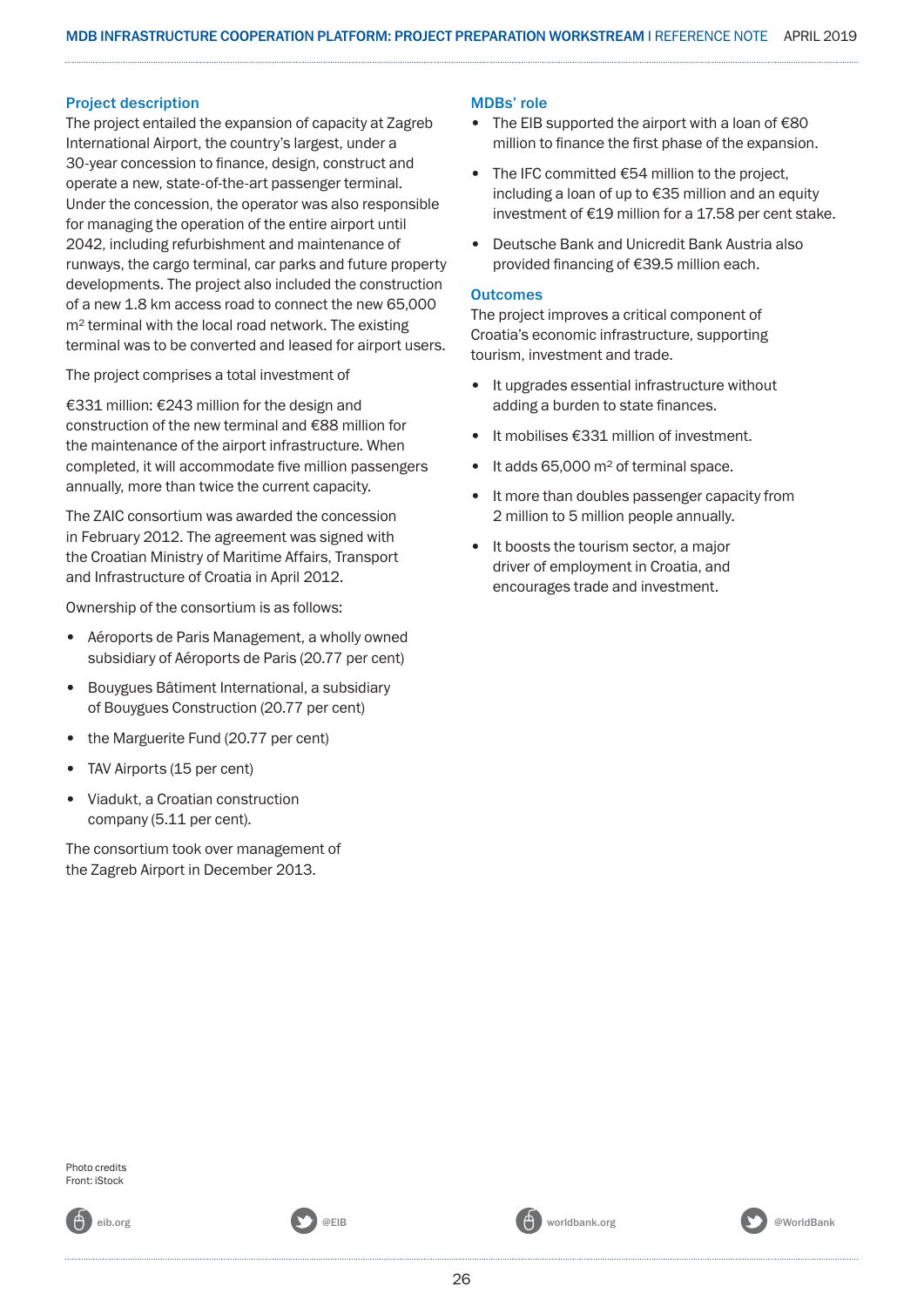### Project description

The project entailed the expansion of capacity at Zagreb International Airport, the country's largest, under a 30-year concession to finance, design, construct and operate a new, state-of-the-art passenger terminal. Under the concession, the operator was also responsible for managing the operation of the entire airport until 2042, including refurbishment and maintenance of runways, the cargo terminal, car parks and future property developments. The project also included the construction of a new 1.8 km access road to connect the new 65,000 m² terminal with the local road network. The existing terminal was to be converted and leased for airport users.

The project comprises a total investment of

€331 million: €243 million for the design and construction of the new terminal and €88 million for the maintenance of the airport infrastructure. When completed, it will accommodate five million passengers annually, more than twice the current capacity.

The ZAIC consortium was awarded the concession in February 2012. The agreement was signed with the Croatian Ministry of Maritime Affairs, Transport and Infrastructure of Croatia in April 2012.

Ownership of the consortium is as follows:

- Aéroports de Paris Management, a wholly owned subsidiary of Aéroports de Paris (20.77 per cent)
- Bouygues Bâtiment International, a subsidiary of Bouygues Construction (20.77 per cent)
- the Marguerite Fund (20.77 per cent)
- TAV Airports (15 per cent)
- Viadukt, a Croatian construction company (5.11 per cent).

The consortium took over management of the Zagreb Airport in December 2013.

### MDBs' role

- The EIB supported the airport with a loan of €80 million to finance the first phase of the expansion.
- The IFC committed €54 million to the project, including a loan of up to €35 million and an equity investment of €19 million for a 17.58 per cent stake.
- Deutsche Bank and Unicredit Bank Austria also provided financing of €39.5 million each.

### Outcomes

The project improves a critical component of Croatia's economic infrastructure, supporting tourism, investment and trade.

- It upgrades essential infrastructure without adding a burden to state finances.
- It mobilises €331 million of investment.
- It adds 65,000 m² of terminal space.
- It more than doubles passenger capacity from 2 million to 5 million people annually.
- It boosts the tourism sector, a major driver of employment in Croatia, and encourages trade and investment.

Photo credits
Front: iStock

eib.org | @EIB | worldbank.org | @WorldBank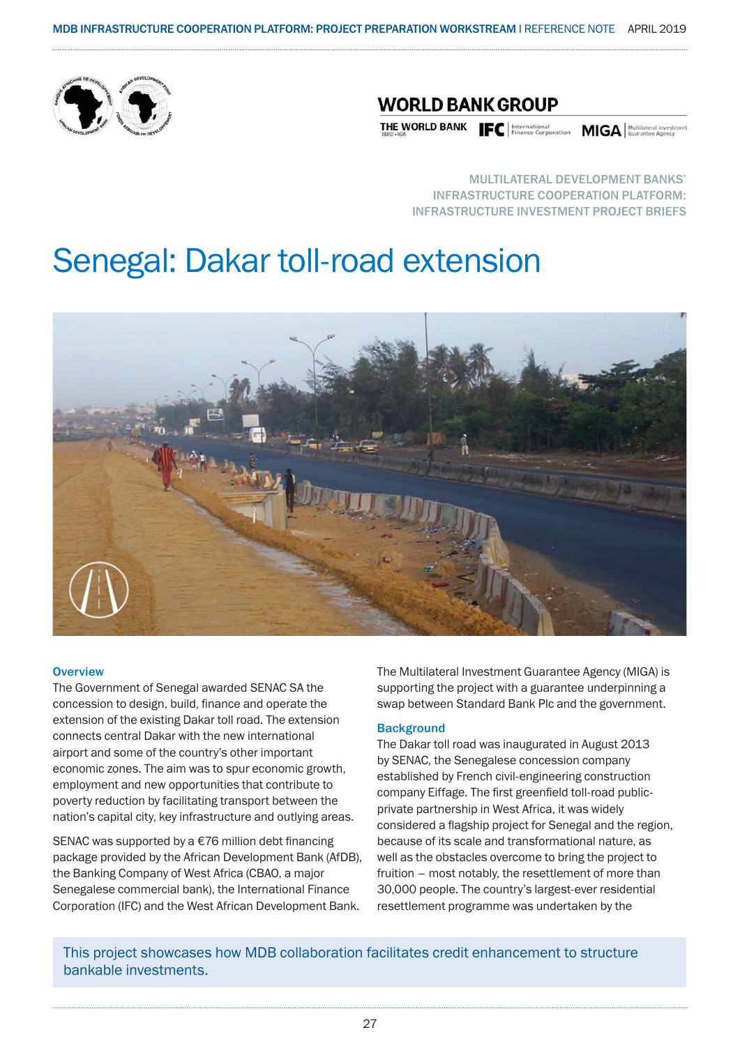MULTILATERAL DEVELOPMENT BANKS' INFRASTRUCTURE COOPERATION PLATFORM: INFRASTRUCTURE INVESTMENT PROJECT BRIEFS

# Senegal: Dakar toll-road extension

## Overview

The Government of Senegal awarded SENAC SA the concession to design, build, finance and operate the extension of the existing Dakar toll road. The extension connects central Dakar with the new international airport and some of the country's other important economic zones. The aim was to spur economic growth, employment and new opportunities that contribute to poverty reduction by facilitating transport between the nation's capital city, key infrastructure and outlying areas.

SENAC was supported by a €76 million debt financing package provided by the African Development Bank (AfDB), the Banking Company of West Africa (CBAO, a major Senegalese commercial bank), the International Finance Corporation (IFC) and the West African Development Bank.

The Multilateral Investment Guarantee Agency (MIGA) is supporting the project with a guarantee underpinning a swap between Standard Bank Plc and the government.

## Background

The Dakar toll road was inaugurated in August 2013 by SENAC, the Senegalese concession company established by French civil-engineering construction company Eiffage. The first greenfield toll-road public-private partnership in West Africa, it was widely considered a flagship project for Senegal and the region, because of its scale and transformational nature, as well as the obstacles overcome to bring the project to fruition – most notably, the resettlement of more than 30,000 people. The country's largest-ever residential resettlement programme was undertaken by the

This project showcases how MDB collaboration facilitates credit enhancement to structure bankable investments.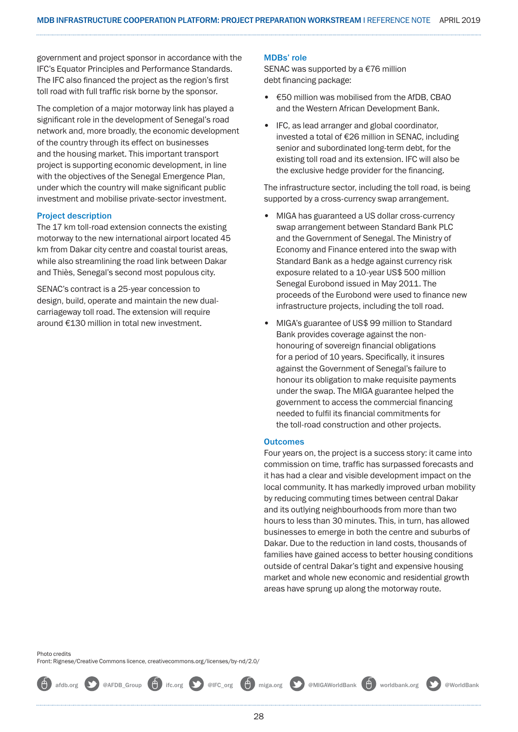government and project sponsor in accordance with the IFC's Equator Principles and Performance Standards. The IFC also financed the project as the region's first toll road with full traffic risk borne by the sponsor.

The completion of a major motorway link has played a significant role in the development of Senegal's road network and, more broadly, the economic development of the country through its effect on businesses and the housing market. This important transport project is supporting economic development, in line with the objectives of the Senegal Emergence Plan, under which the country will make significant public investment and mobilise private-sector investment.

### Project description

The 17 km toll-road extension connects the existing motorway to the new international airport located 45 km from Dakar city centre and coastal tourist areas, while also streamlining the road link between Dakar and Thiès, Senegal's second most populous city.

SENAC's contract is a 25-year concession to design, build, operate and maintain the new dual-carriageway toll road. The extension will require around €130 million in total new investment.

### MDBs' role

SENAC was supported by a €76 million debt financing package:

- €50 million was mobilised from the AfDB, CBAO and the Western African Development Bank.
- IFC, as lead arranger and global coordinator, invested a total of €26 million in SENAC, including senior and subordinated long-term debt, for the existing toll road and its extension. IFC will also be the exclusive hedge provider for the financing.

The infrastructure sector, including the toll road, is being supported by a cross-currency swap arrangement.

- MIGA has guaranteed a US dollar cross-currency swap arrangement between Standard Bank PLC and the Government of Senegal. The Ministry of Economy and Finance entered into the swap with Standard Bank as a hedge against currency risk exposure related to a 10-year US$ 500 million Senegal Eurobond issued in May 2011. The proceeds of the Eurobond were used to finance new infrastructure projects, including the toll road.
- MIGA's guarantee of US$ 99 million to Standard Bank provides coverage against the non-honouring of sovereign financial obligations for a period of 10 years. Specifically, it insures against the Government of Senegal's failure to honour its obligation to make requisite payments under the swap. The MIGA guarantee helped the government to access the commercial financing needed to fulfil its financial commitments for the toll-road construction and other projects.

### Outcomes

Four years on, the project is a success story: it came into commission on time, traffic has surpassed forecasts and it has had a clear and visible development impact on the local community. It has markedly improved urban mobility by reducing commuting times between central Dakar and its outlying neighbourhoods from more than two hours to less than 30 minutes. This, in turn, has allowed businesses to emerge in both the centre and suburbs of Dakar. Due to the reduction in land costs, thousands of families have gained access to better housing conditions outside of central Dakar's tight and expensive housing market and whole new economic and residential growth areas have sprung up along the motorway route.

Photo credits
Front: Rignese/Creative Commons licence, creativecommons.org/licenses/by-nd/2.0/

afdb.org @AFDB_Group ifc.org @IFC_org miga.org @MIGAWorldBank worldbank.org @WorldBank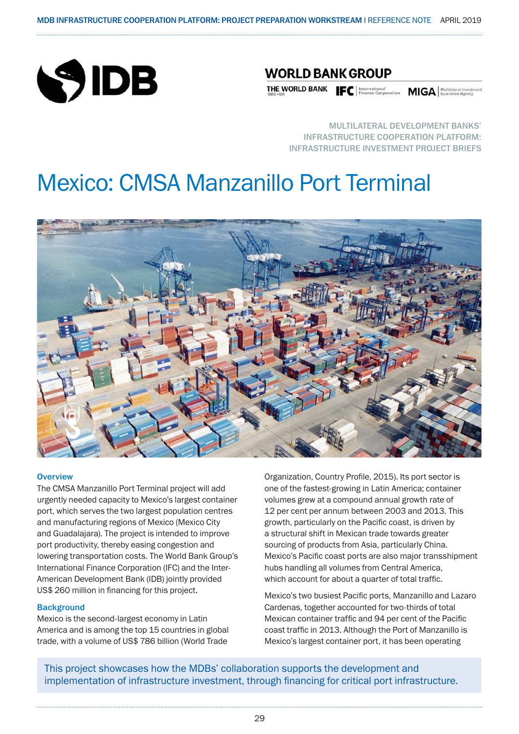MULTILATERAL DEVELOPMENT BANKS' INFRASTRUCTURE COOPERATION PLATFORM: INFRASTRUCTURE INVESTMENT PROJECT BRIEFS

# Mexico: CMSA Manzanillo Port Terminal

## Overview

The CMSA Manzanillo Port Terminal project will add urgently needed capacity to Mexico's largest container port, which serves the two largest population centres and manufacturing regions of Mexico (Mexico City and Guadalajara). The project is intended to improve port productivity, thereby easing congestion and lowering transportation costs. The World Bank Group's International Finance Corporation (IFC) and the Inter-American Development Bank (IDB) jointly provided US$ 260 million in financing for this project.

## Background

Mexico is the second-largest economy in Latin America and is among the top 15 countries in global trade, with a volume of US$ 786 billion (World Trade Organization, Country Profile, 2015). Its port sector is one of the fastest-growing in Latin America; container volumes grew at a compound annual growth rate of 12 per cent per annum between 2003 and 2013. This growth, particularly on the Pacific coast, is driven by a structural shift in Mexican trade towards greater sourcing of products from Asia, particularly China. Mexico's Pacific coast ports are also major transshipment hubs handling all volumes from Central America, which account for about a quarter of total traffic.

Mexico's two busiest Pacific ports, Manzanillo and Lazaro Cardenas, together accounted for two-thirds of total Mexican container traffic and 94 per cent of the Pacific coast traffic in 2013. Although the Port of Manzanillo is Mexico's largest container port, it has been operating

This project showcases how the MDBs' collaboration supports the development and implementation of infrastructure investment, through financing for critical port infrastructure.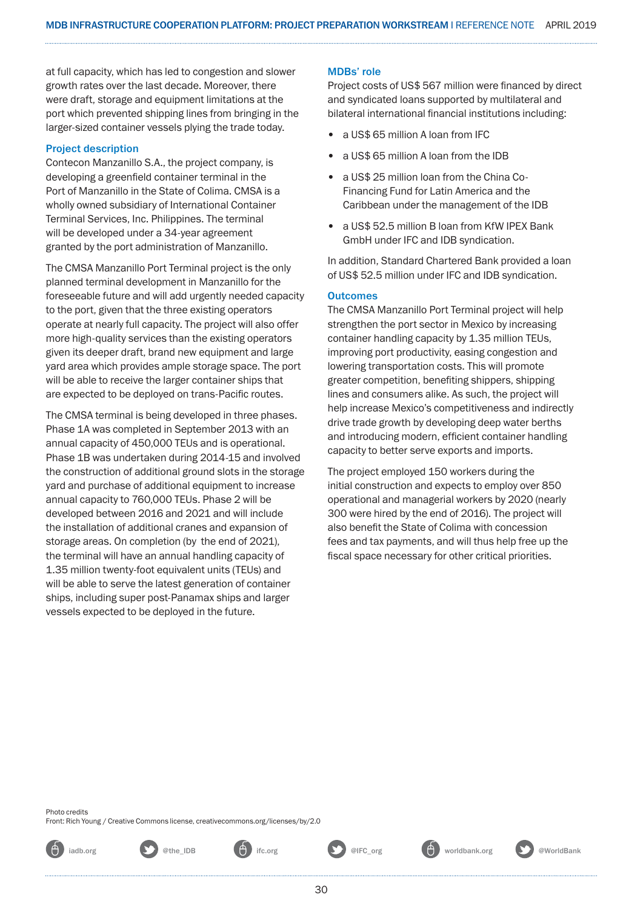at full capacity, which has led to congestion and slower growth rates over the last decade. Moreover, there were draft, storage and equipment limitations at the port which prevented shipping lines from bringing in the larger-sized container vessels plying the trade today.

### Project description

Contecon Manzanillo S.A., the project company, is developing a greenfield container terminal in the Port of Manzanillo in the State of Colima. CMSA is a wholly owned subsidiary of International Container Terminal Services, Inc. Philippines. The terminal will be developed under a 34-year agreement granted by the port administration of Manzanillo.

The CMSA Manzanillo Port Terminal project is the only planned terminal development in Manzanillo for the foreseeable future and will add urgently needed capacity to the port, given that the three existing operators operate at nearly full capacity. The project will also offer more high-quality services than the existing operators given its deeper draft, brand new equipment and large yard area which provides ample storage space. The port will be able to receive the larger container ships that are expected to be deployed on trans-Pacific routes.

The CMSA terminal is being developed in three phases. Phase 1A was completed in September 2013 with an annual capacity of 450,000 TEUs and is operational. Phase 1B was undertaken during 2014-15 and involved the construction of additional ground slots in the storage yard and purchase of additional equipment to increase annual capacity to 760,000 TEUs. Phase 2 will be developed between 2016 and 2021 and will include the installation of additional cranes and expansion of storage areas. On completion (by the end of 2021), the terminal will have an annual handling capacity of 1.35 million twenty-foot equivalent units (TEUs) and will be able to serve the latest generation of container ships, including super post-Panamax ships and larger vessels expected to be deployed in the future.

### MDBs' role

Project costs of US$ 567 million were financed by direct and syndicated loans supported by multilateral and bilateral international financial institutions including:

- a US$ 65 million A loan from IFC
- a US$ 65 million A loan from the IDB
- a US$ 25 million loan from the China Co-Financing Fund for Latin America and the Caribbean under the management of the IDB
- a US$ 52.5 million B loan from KfW IPEX Bank GmbH under IFC and IDB syndication.

In addition, Standard Chartered Bank provided a loan of US$ 52.5 million under IFC and IDB syndication.

### Outcomes

The CMSA Manzanillo Port Terminal project will help strengthen the port sector in Mexico by increasing container handling capacity by 1.35 million TEUs, improving port productivity, easing congestion and lowering transportation costs. This will promote greater competition, benefiting shippers, shipping lines and consumers alike. As such, the project will help increase Mexico's competitiveness and indirectly drive trade growth by developing deep water berths and introducing modern, efficient container handling capacity to better serve exports and imports.

The project employed 150 workers during the initial construction and expects to employ over 850 operational and managerial workers by 2020 (nearly 300 were hired by the end of 2016). The project will also benefit the State of Colima with concession fees and tax payments, and will thus help free up the fiscal space necessary for other critical priorities.

Photo credits
Front: Rich Young / Creative Commons license, creativecommons.org/licenses/by/2.0

iadb.org @the_IDB ifc.org @IFC_org worldbank.org @WorldBank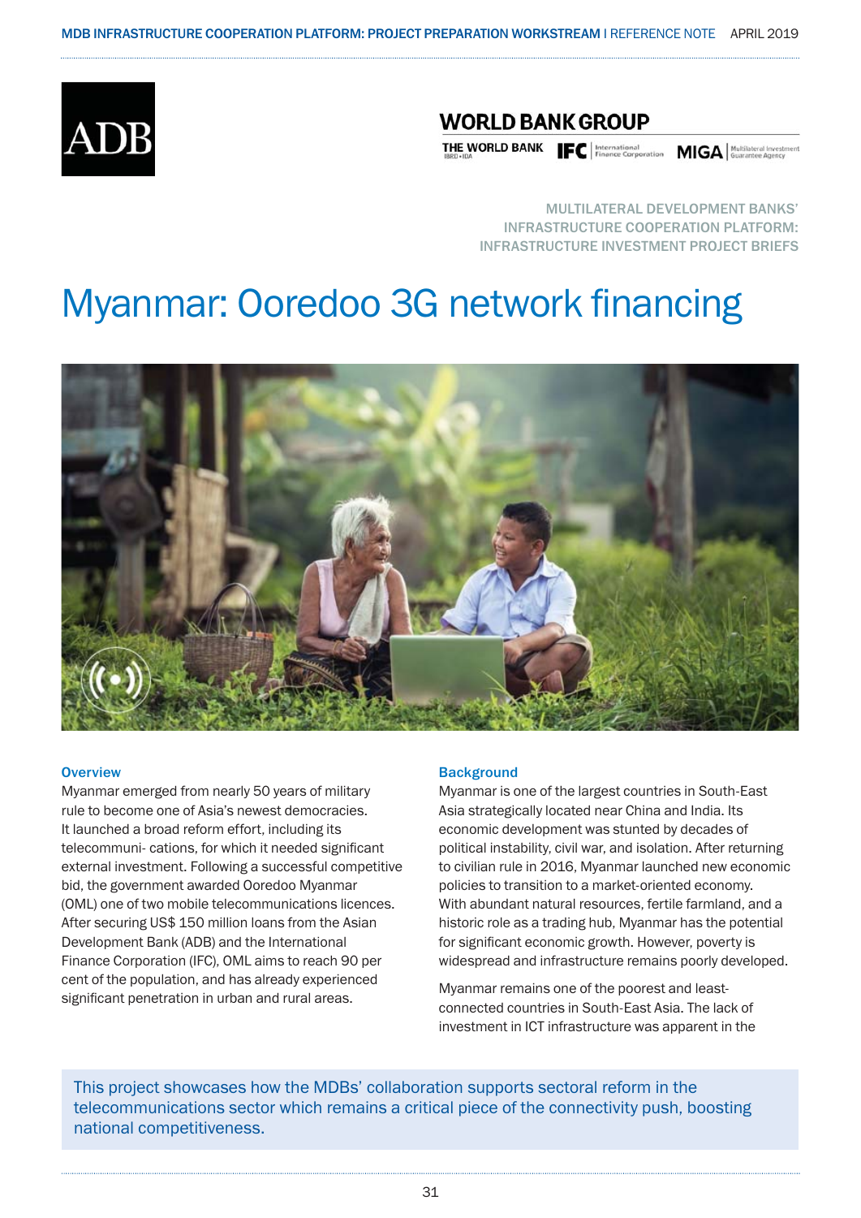MULTILATERAL DEVELOPMENT BANKS' INFRASTRUCTURE COOPERATION PLATFORM: INFRASTRUCTURE INVESTMENT PROJECT BRIEFS

# Myanmar: Ooredoo 3G network financing

### Overview

Myanmar emerged from nearly 50 years of military rule to become one of Asia's newest democracies. It launched a broad reform effort, including its telecommuni- cations, for which it needed significant external investment. Following a successful competitive bid, the government awarded Ooredoo Myanmar (OML) one of two mobile telecommunications licences. After securing US$ 150 million loans from the Asian Development Bank (ADB) and the International Finance Corporation (IFC), OML aims to reach 90 per cent of the population, and has already experienced significant penetration in urban and rural areas.

### Background

Myanmar is one of the largest countries in South-East Asia strategically located near China and India. Its economic development was stunted by decades of political instability, civil war, and isolation. After returning to civilian rule in 2016, Myanmar launched new economic policies to transition to a market-oriented economy. With abundant natural resources, fertile farmland, and a historic role as a trading hub, Myanmar has the potential for significant economic growth. However, poverty is widespread and infrastructure remains poorly developed.

Myanmar remains one of the poorest and least-connected countries in South-East Asia. The lack of investment in ICT infrastructure was apparent in the

> This project showcases how the MDBs' collaboration supports sectoral reform in the telecommunications sector which remains a critical piece of the connectivity push, boosting national competitiveness.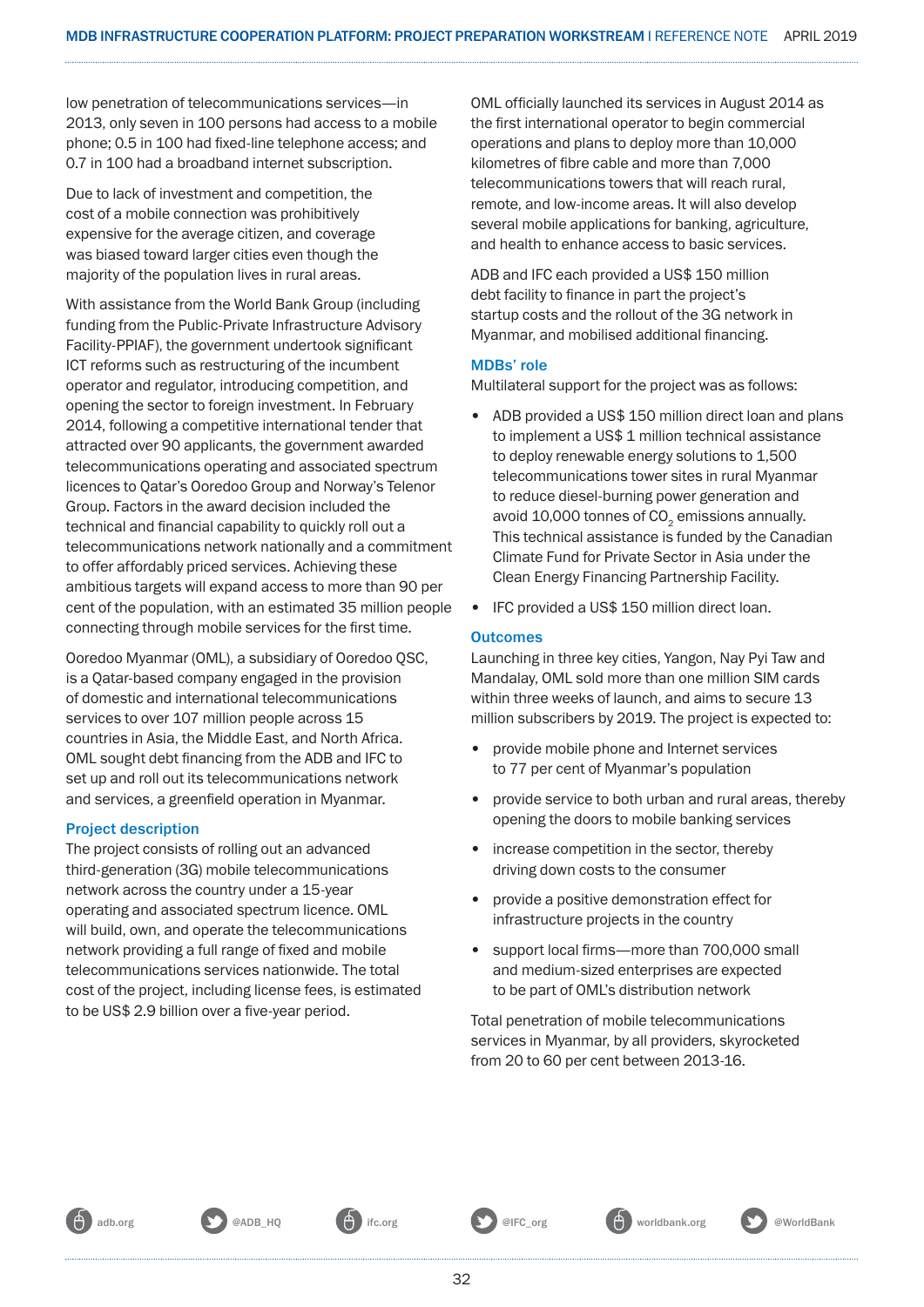low penetration of telecommunications services—in 2013, only seven in 100 persons had access to a mobile phone; 0.5 in 100 had fixed-line telephone access; and 0.7 in 100 had a broadband internet subscription.

Due to lack of investment and competition, the cost of a mobile connection was prohibitively expensive for the average citizen, and coverage was biased toward larger cities even though the majority of the population lives in rural areas.

With assistance from the World Bank Group (including funding from the Public-Private Infrastructure Advisory Facility-PPIAF), the government undertook significant ICT reforms such as restructuring of the incumbent operator and regulator, introducing competition, and opening the sector to foreign investment. In February 2014, following a competitive international tender that attracted over 90 applicants, the government awarded telecommunications operating and associated spectrum licences to Qatar's Ooredoo Group and Norway's Telenor Group. Factors in the award decision included the technical and financial capability to quickly roll out a telecommunications network nationally and a commitment to offer affordably priced services. Achieving these ambitious targets will expand access to more than 90 per cent of the population, with an estimated 35 million people connecting through mobile services for the first time.

Ooredoo Myanmar (OML), a subsidiary of Ooredoo QSC, is a Qatar-based company engaged in the provision of domestic and international telecommunications services to over 107 million people across 15 countries in Asia, the Middle East, and North Africa. OML sought debt financing from the ADB and IFC to set up and roll out its telecommunications network and services, a greenfield operation in Myanmar.

### Project description

The project consists of rolling out an advanced third-generation (3G) mobile telecommunications network across the country under a 15-year operating and associated spectrum licence. OML will build, own, and operate the telecommunications network providing a full range of fixed and mobile telecommunications services nationwide. The total cost of the project, including license fees, is estimated to be US$ 2.9 billion over a five-year period.

OML officially launched its services in August 2014 as the first international operator to begin commercial operations and plans to deploy more than 10,000 kilometres of fibre cable and more than 7,000 telecommunications towers that will reach rural, remote, and low-income areas. It will also develop several mobile applications for banking, agriculture, and health to enhance access to basic services.

ADB and IFC each provided a US$ 150 million debt facility to finance in part the project's startup costs and the rollout of the 3G network in Myanmar, and mobilised additional financing.

### MDBs' role

Multilateral support for the project was as follows:

- ADB provided a US$ 150 million direct loan and plans to implement a US$ 1 million technical assistance to deploy renewable energy solutions to 1,500 telecommunications tower sites in rural Myanmar to reduce diesel-burning power generation and avoid 10,000 tonnes of $CO_2$ emissions annually. This technical assistance is funded by the Canadian Climate Fund for Private Sector in Asia under the Clean Energy Financing Partnership Facility.
- IFC provided a US$ 150 million direct loan.

### Outcomes

Launching in three key cities, Yangon, Nay Pyi Taw and Mandalay, OML sold more than one million SIM cards within three weeks of launch, and aims to secure 13 million subscribers by 2019. The project is expected to:

- provide mobile phone and Internet services to 77 per cent of Myanmar's population
- provide service to both urban and rural areas, thereby opening the doors to mobile banking services
- increase competition in the sector, thereby driving down costs to the consumer
- provide a positive demonstration effect for infrastructure projects in the country
- support local firms—more than 700,000 small and medium-sized enterprises are expected to be part of OML's distribution network

Total penetration of mobile telecommunications services in Myanmar, by all providers, skyrocketed from 20 to 60 per cent between 2013-16.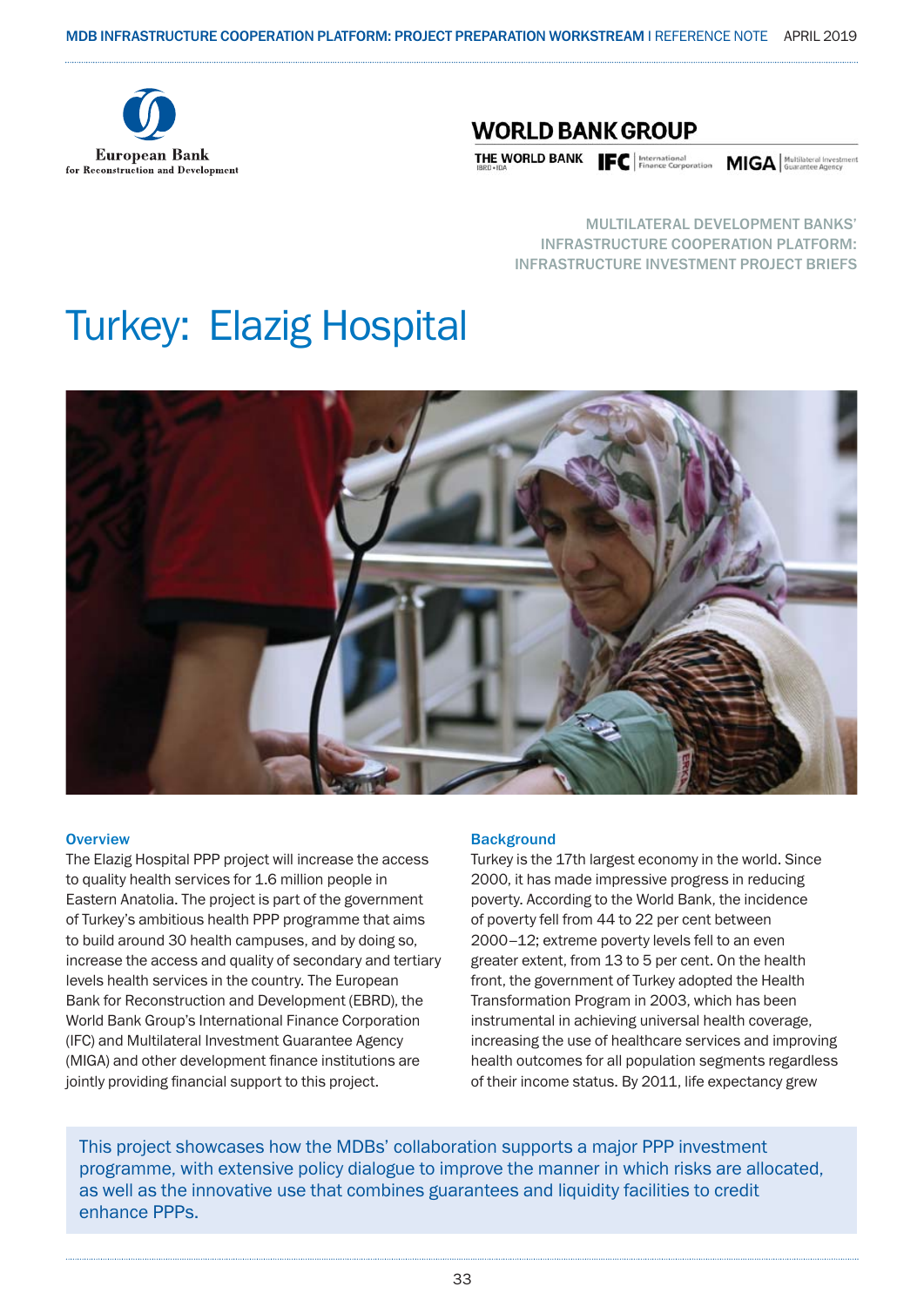MULTILATERAL DEVELOPMENT BANKS' INFRASTRUCTURE COOPERATION PLATFORM: INFRASTRUCTURE INVESTMENT PROJECT BRIEFS

# Turkey: Elazig Hospital

### Overview

The Elazig Hospital PPP project will increase the access to quality health services for 1.6 million people in Eastern Anatolia. The project is part of the government of Turkey's ambitious health PPP programme that aims to build around 30 health campuses, and by doing so, increase the access and quality of secondary and tertiary levels health services in the country. The European Bank for Reconstruction and Development (EBRD), the World Bank Group's International Finance Corporation (IFC) and Multilateral Investment Guarantee Agency (MIGA) and other development finance institutions are jointly providing financial support to this project.

### Background

Turkey is the 17th largest economy in the world. Since 2000, it has made impressive progress in reducing poverty. According to the World Bank, the incidence of poverty fell from 44 to 22 per cent between 2000–12; extreme poverty levels fell to an even greater extent, from 13 to 5 per cent. On the health front, the government of Turkey adopted the Health Transformation Program in 2003, which has been instrumental in achieving universal health coverage, increasing the use of healthcare services and improving health outcomes for all population segments regardless of their income status. By 2011, life expectancy grew

> This project showcases how the MDBs' collaboration supports a major PPP investment programme, with extensive policy dialogue to improve the manner in which risks are allocated, as well as the innovative use that combines guarantees and liquidity facilities to credit enhance PPPs.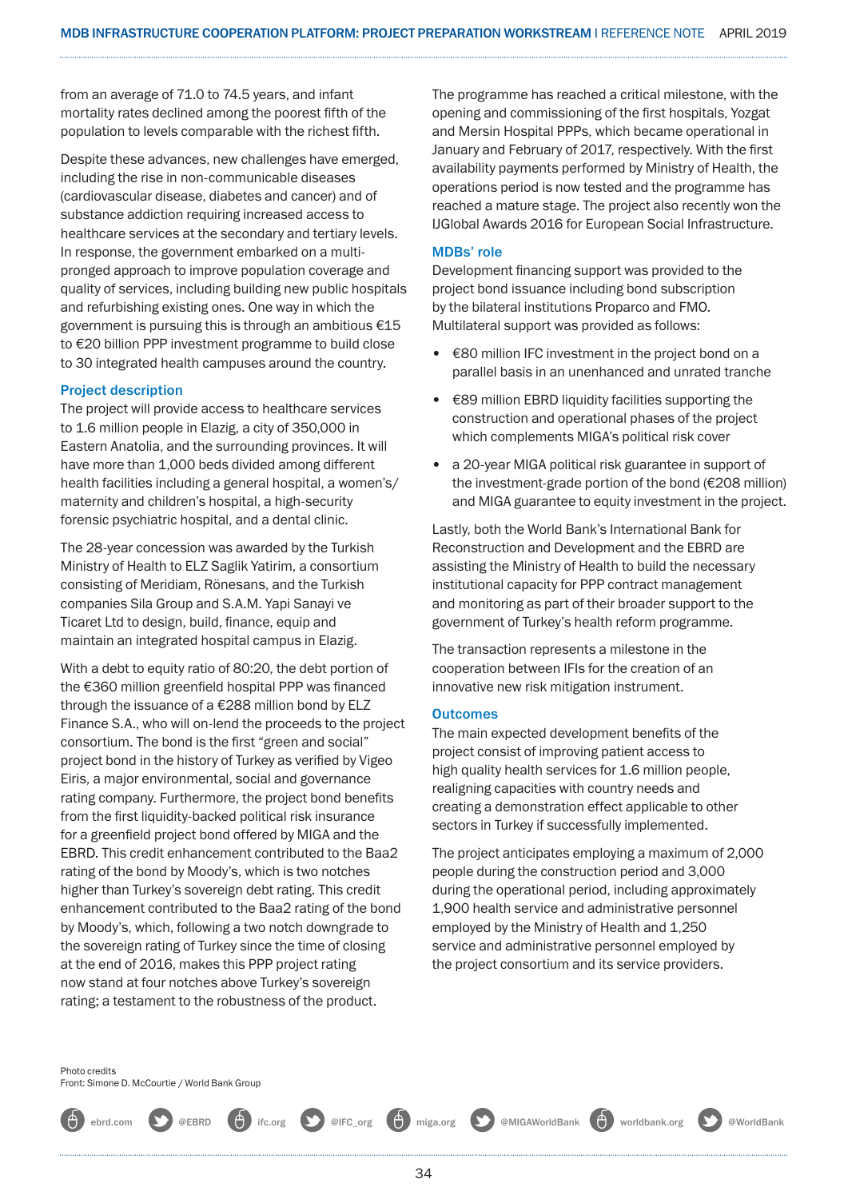from an average of 71.0 to 74.5 years, and infant mortality rates declined among the poorest fifth of the population to levels comparable with the richest fifth.

Despite these advances, new challenges have emerged, including the rise in non-communicable diseases (cardiovascular disease, diabetes and cancer) and of substance addiction requiring increased access to healthcare services at the secondary and tertiary levels. In response, the government embarked on a multi-pronged approach to improve population coverage and quality of services, including building new public hospitals and refurbishing existing ones. One way in which the government is pursuing this is through an ambitious €15 to €20 billion PPP investment programme to build close to 30 integrated health campuses around the country.

### Project description

The project will provide access to healthcare services to 1.6 million people in Elazig, a city of 350,000 in Eastern Anatolia, and the surrounding provinces. It will have more than 1,000 beds divided among different health facilities including a general hospital, a women's/maternity and children's hospital, a high-security forensic psychiatric hospital, and a dental clinic.

The 28-year concession was awarded by the Turkish Ministry of Health to ELZ Saglik Yatirim, a consortium consisting of Meridiam, Rönesans, and the Turkish companies Sila Group and S.A.M. Yapi Sanayi ve Ticaret Ltd to design, build, finance, equip and maintain an integrated hospital campus in Elazig.

With a debt to equity ratio of 80:20, the debt portion of the €360 million greenfield hospital PPP was financed through the issuance of a €288 million bond by ELZ Finance S.A., who will on-lend the proceeds to the project consortium. The bond is the first "green and social" project bond in the history of Turkey as verified by Vigeo Eiris, a major environmental, social and governance rating company. Furthermore, the project bond benefits from the first liquidity-backed political risk insurance for a greenfield project bond offered by MIGA and the EBRD. This credit enhancement contributed to the Baa2 rating of the bond by Moody's, which is two notches higher than Turkey's sovereign debt rating. This credit enhancement contributed to the Baa2 rating of the bond by Moody's, which, following a two notch downgrade to the sovereign rating of Turkey since the time of closing at the end of 2016, makes this PPP project rating now stand at four notches above Turkey's sovereign rating; a testament to the robustness of the product.

The programme has reached a critical milestone, with the opening and commissioning of the first hospitals, Yozgat and Mersin Hospital PPPs, which became operational in January and February of 2017, respectively. With the first availability payments performed by Ministry of Health, the operations period is now tested and the programme has reached a mature stage. The project also recently won the IJGlobal Awards 2016 for European Social Infrastructure.

### MDBs' role

Development financing support was provided to the project bond issuance including bond subscription by the bilateral institutions Proparco and FMO. Multilateral support was provided as follows:

- €80 million IFC investment in the project bond on a parallel basis in an unenhanced and unrated tranche
- €89 million EBRD liquidity facilities supporting the construction and operational phases of the project which complements MIGA's political risk cover
- a 20-year MIGA political risk guarantee in support of the investment-grade portion of the bond (€208 million) and MIGA guarantee to equity investment in the project.

Lastly, both the World Bank's International Bank for Reconstruction and Development and the EBRD are assisting the Ministry of Health to build the necessary institutional capacity for PPP contract management and monitoring as part of their broader support to the government of Turkey's health reform programme.

The transaction represents a milestone in the cooperation between IFIs for the creation of an innovative new risk mitigation instrument.

### Outcomes

The main expected development benefits of the project consist of improving patient access to high quality health services for 1.6 million people, realigning capacities with country needs and creating a demonstration effect applicable to other sectors in Turkey if successfully implemented.

The project anticipates employing a maximum of 2,000 people during the construction period and 3,000 during the operational period, including approximately 1,900 health service and administrative personnel employed by the Ministry of Health and 1,250 service and administrative personnel employed by the project consortium and its service providers.

Photo credits
Front: Simone D. McCourtie / World Bank Group

ebrd.com @EBRD ifc.org @IFC_org miga.org @MIGAWorldBank worldbank.org @WorldBank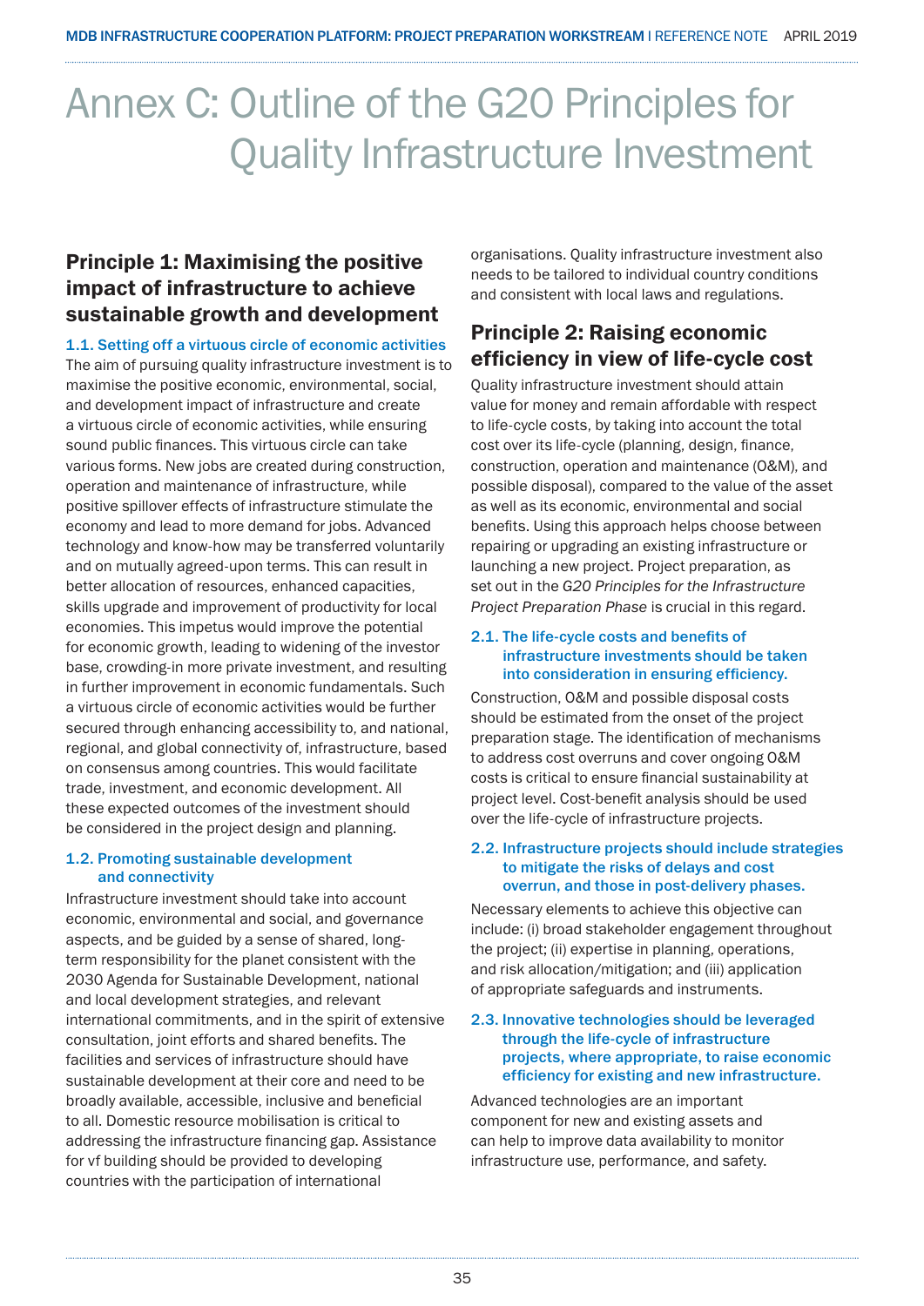# Annex C: Outline of the G20 Principles for Quality Infrastructure Investment

## Principle 1: Maximising the positive impact of infrastructure to achieve sustainable growth and development

### 1.1. Setting off a virtuous circle of economic activities

The aim of pursuing quality infrastructure investment is to maximise the positive economic, environmental, social, and development impact of infrastructure and create a virtuous circle of economic activities, while ensuring sound public finances. This virtuous circle can take various forms. New jobs are created during construction, operation and maintenance of infrastructure, while positive spillover effects of infrastructure stimulate the economy and lead to more demand for jobs. Advanced technology and know-how may be transferred voluntarily and on mutually agreed-upon terms. This can result in better allocation of resources, enhanced capacities, skills upgrade and improvement of productivity for local economies. This impetus would improve the potential for economic growth, leading to widening of the investor base, crowding-in more private investment, and resulting in further improvement in economic fundamentals. Such a virtuous circle of economic activities would be further secured through enhancing accessibility to, and national, regional, and global connectivity of, infrastructure, based on consensus among countries. This would facilitate trade, investment, and economic development. All these expected outcomes of the investment should be considered in the project design and planning.

### 1.2. Promoting sustainable development and connectivity

Infrastructure investment should take into account economic, environmental and social, and governance aspects, and be guided by a sense of shared, long-term responsibility for the planet consistent with the 2030 Agenda for Sustainable Development, national and local development strategies, and relevant international commitments, and in the spirit of extensive consultation, joint efforts and shared benefits. The facilities and services of infrastructure should have sustainable development at their core and need to be broadly available, accessible, inclusive and beneficial to all. Domestic resource mobilisation is critical to addressing the infrastructure financing gap. Assistance for vf building should be provided to developing countries with the participation of international organisations. Quality infrastructure investment also needs to be tailored to individual country conditions and consistent with local laws and regulations.

## Principle 2: Raising economic efficiency in view of life-cycle cost

Quality infrastructure investment should attain value for money and remain affordable with respect to life-cycle costs, by taking into account the total cost over its life-cycle (planning, design, finance, construction, operation and maintenance (O&M), and possible disposal), compared to the value of the asset as well as its economic, environmental and social benefits. Using this approach helps choose between repairing or upgrading an existing infrastructure or launching a new project. Project preparation, as set out in the *G20 Principles for the Infrastructure Project Preparation Phase* is crucial in this regard.

### 2.1. The life-cycle costs and benefits of infrastructure investments should be taken into consideration in ensuring efficiency.

Construction, O&M and possible disposal costs should be estimated from the onset of the project preparation stage. The identification of mechanisms to address cost overruns and cover ongoing O&M costs is critical to ensure financial sustainability at project level. Cost-benefit analysis should be used over the life-cycle of infrastructure projects.

### 2.2. Infrastructure projects should include strategies to mitigate the risks of delays and cost overrun, and those in post-delivery phases.

Necessary elements to achieve this objective can include: (i) broad stakeholder engagement throughout the project; (ii) expertise in planning, operations, and risk allocation/mitigation; and (iii) application of appropriate safeguards and instruments.

### 2.3. Innovative technologies should be leveraged through the life-cycle of infrastructure projects, where appropriate, to raise economic efficiency for existing and new infrastructure.

Advanced technologies are an important component for new and existing assets and can help to improve data availability to monitor infrastructure use, performance, and safety.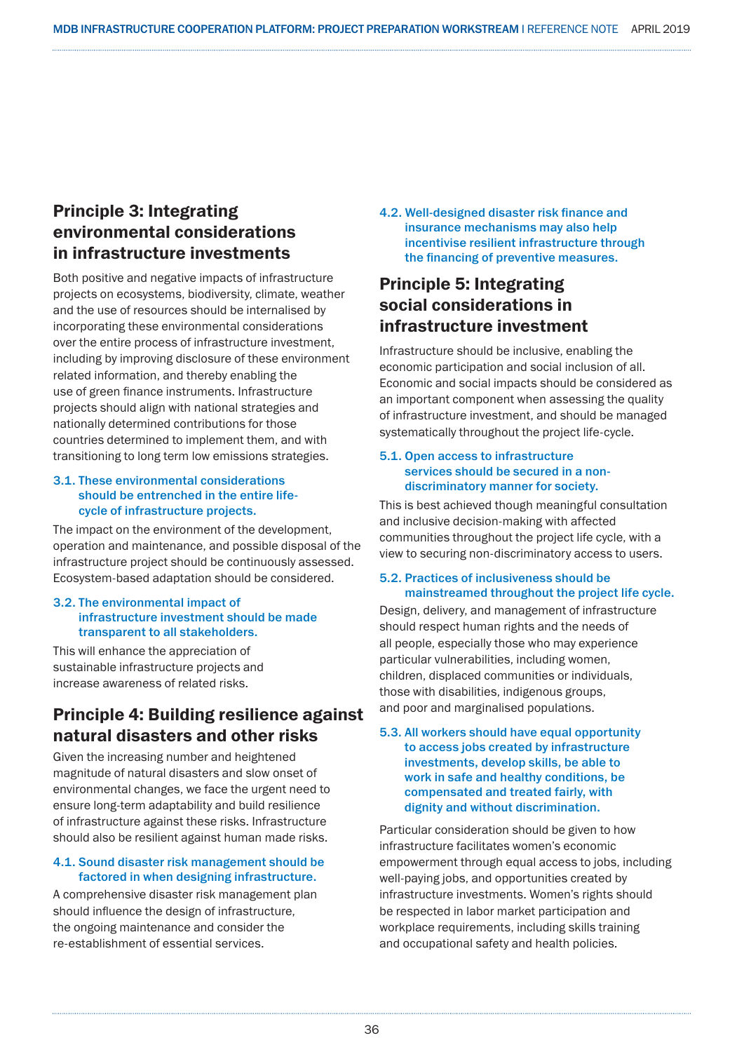## Principle 3: Integrating environmental considerations in infrastructure investments

Both positive and negative impacts of infrastructure projects on ecosystems, biodiversity, climate, weather and the use of resources should be internalised by incorporating these environmental considerations over the entire process of infrastructure investment, including by improving disclosure of these environment related information, and thereby enabling the use of green finance instruments. Infrastructure projects should align with national strategies and nationally determined contributions for those countries determined to implement them, and with transitioning to long term low emissions strategies.

### 3.1. These environmental considerations should be entrenched in the entire life-cycle of infrastructure projects.

The impact on the environment of the development, operation and maintenance, and possible disposal of the infrastructure project should be continuously assessed. Ecosystem-based adaptation should be considered.

### 3.2. The environmental impact of infrastructure investment should be made transparent to all stakeholders.

This will enhance the appreciation of sustainable infrastructure projects and increase awareness of related risks.

## Principle 4: Building resilience against natural disasters and other risks

Given the increasing number and heightened magnitude of natural disasters and slow onset of environmental changes, we face the urgent need to ensure long-term adaptability and build resilience of infrastructure against these risks. Infrastructure should also be resilient against human made risks.

### 4.1. Sound disaster risk management should be factored in when designing infrastructure.

A comprehensive disaster risk management plan should influence the design of infrastructure, the ongoing maintenance and consider the re-establishment of essential services.

### 4.2. Well-designed disaster risk finance and insurance mechanisms may also help incentivise resilient infrastructure through the financing of preventive measures.

## Principle 5: Integrating social considerations in infrastructure investment

Infrastructure should be inclusive, enabling the economic participation and social inclusion of all. Economic and social impacts should be considered as an important component when assessing the quality of infrastructure investment, and should be managed systematically throughout the project life-cycle.

### 5.1. Open access to infrastructure services should be secured in a non-discriminatory manner for society.

This is best achieved though meaningful consultation and inclusive decision-making with affected communities throughout the project life cycle, with a view to securing non-discriminatory access to users.

### 5.2. Practices of inclusiveness should be mainstreamed throughout the project life cycle.

Design, delivery, and management of infrastructure should respect human rights and the needs of all people, especially those who may experience particular vulnerabilities, including women, children, displaced communities or individuals, those with disabilities, indigenous groups, and poor and marginalised populations.

### 5.3. All workers should have equal opportunity to access jobs created by infrastructure investments, develop skills, be able to work in safe and healthy conditions, be compensated and treated fairly, with dignity and without discrimination.

Particular consideration should be given to how infrastructure facilitates women's economic empowerment through equal access to jobs, including well-paying jobs, and opportunities created by infrastructure investments. Women's rights should be respected in labor market participation and workplace requirements, including skills training and occupational safety and health policies.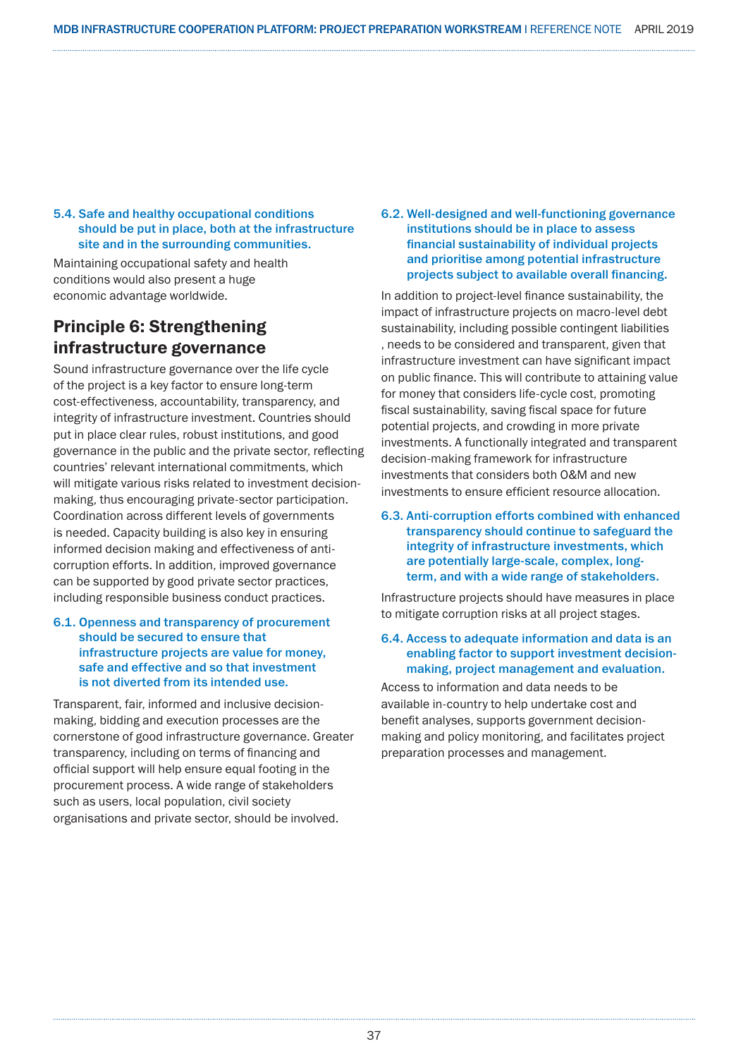### 5.4. Safe and healthy occupational conditions should be put in place, both at the infrastructure site and in the surrounding communities.

Maintaining occupational safety and health conditions would also present a huge economic advantage worldwide.

## Principle 6: Strengthening infrastructure governance

Sound infrastructure governance over the life cycle of the project is a key factor to ensure long-term cost-effectiveness, accountability, transparency, and integrity of infrastructure investment. Countries should put in place clear rules, robust institutions, and good governance in the public and the private sector, reflecting countries' relevant international commitments, which will mitigate various risks related to investment decision-making, thus encouraging private-sector participation. Coordination across different levels of governments is needed. Capacity building is also key in ensuring informed decision making and effectiveness of anti-corruption efforts. In addition, improved governance can be supported by good private sector practices, including responsible business conduct practices.

### 6.1. Openness and transparency of procurement should be secured to ensure that infrastructure projects are value for money, safe and effective and so that investment is not diverted from its intended use.

Transparent, fair, informed and inclusive decision-making, bidding and execution processes are the cornerstone of good infrastructure governance. Greater transparency, including on terms of financing and official support will help ensure equal footing in the procurement process. A wide range of stakeholders such as users, local population, civil society organisations and private sector, should be involved.

### 6.2. Well-designed and well-functioning governance institutions should be in place to assess financial sustainability of individual projects and prioritise among potential infrastructure projects subject to available overall financing.

In addition to project-level finance sustainability, the impact of infrastructure projects on macro-level debt sustainability, including possible contingent liabilities , needs to be considered and transparent, given that infrastructure investment can have significant impact on public finance. This will contribute to attaining value for money that considers life-cycle cost, promoting fiscal sustainability, saving fiscal space for future potential projects, and crowding in more private investments. A functionally integrated and transparent decision-making framework for infrastructure investments that considers both O&M and new investments to ensure efficient resource allocation.

### 6.3. Anti-corruption efforts combined with enhanced transparency should continue to safeguard the integrity of infrastructure investments, which are potentially large-scale, complex, long-term, and with a wide range of stakeholders.

Infrastructure projects should have measures in place to mitigate corruption risks at all project stages.

### 6.4. Access to adequate information and data is an enabling factor to support investment decision-making, project management and evaluation.

Access to information and data needs to be available in-country to help undertake cost and benefit analyses, supports government decision-making and policy monitoring, and facilitates project preparation processes and management.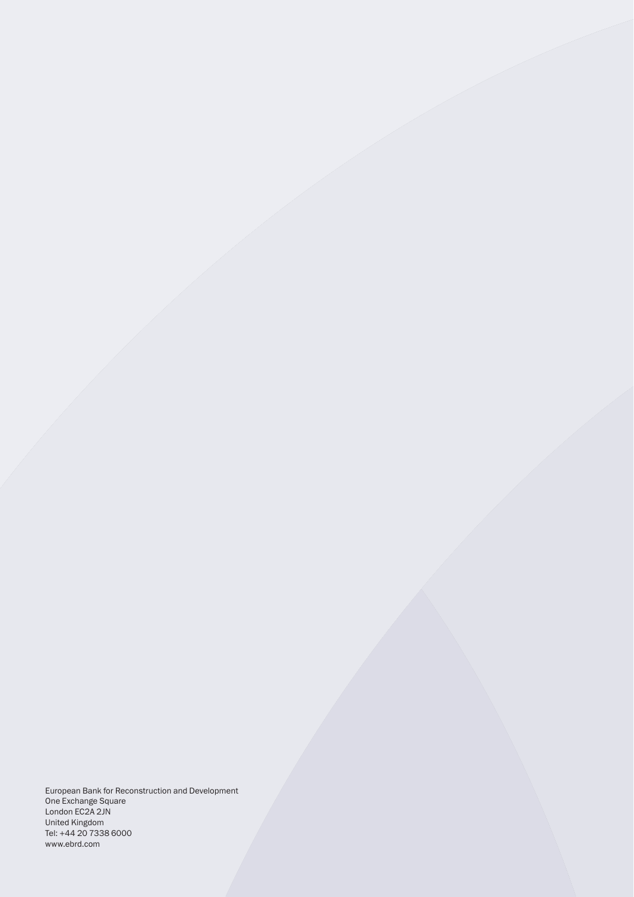European Bank for Reconstruction and Development
One Exchange Square
London EC2A 2JN
United Kingdom
Tel: +44 20 7338 6000
www.ebrd.com